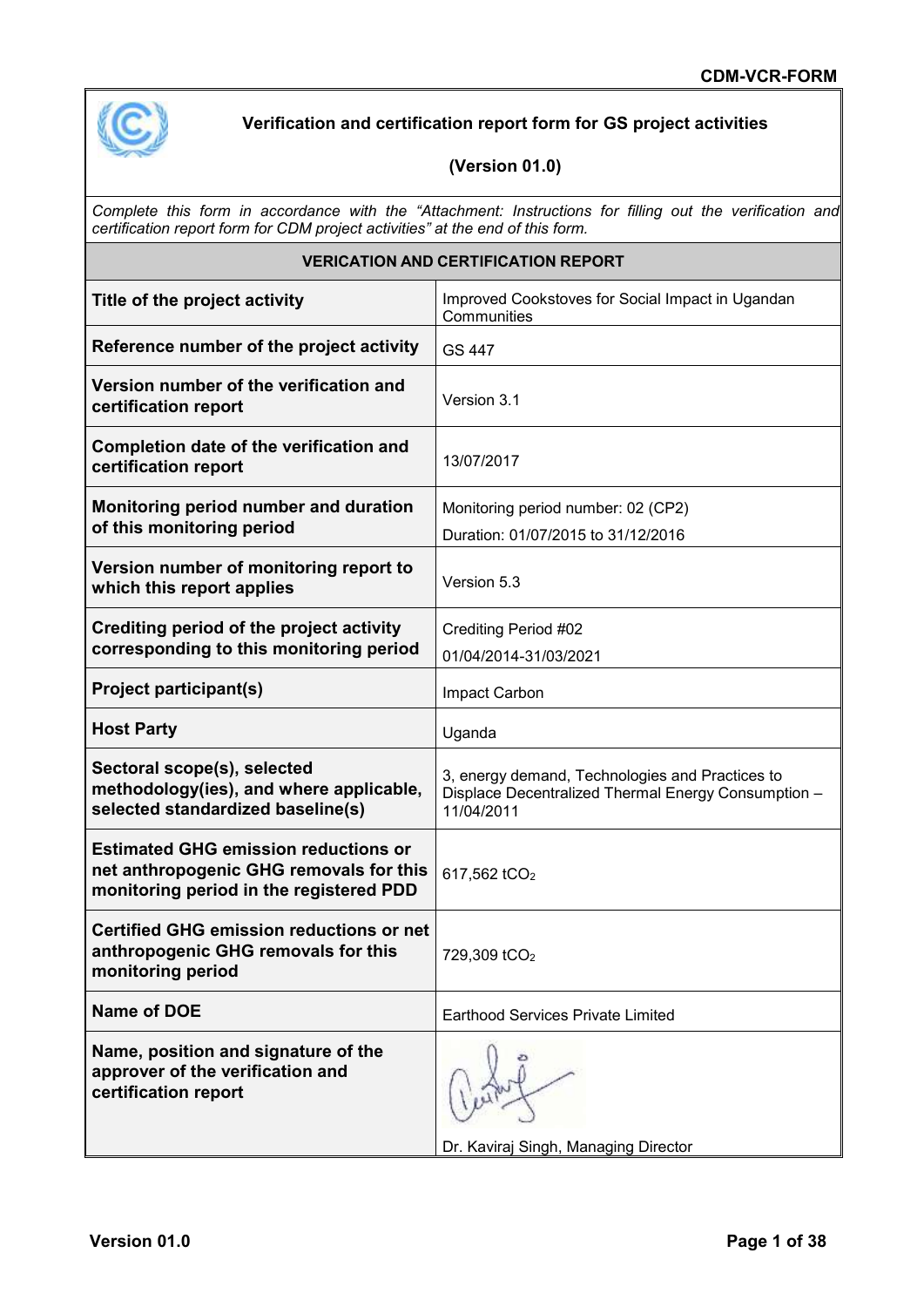**CDM-VCR-FORM**

## Verification and certification report form for GS project activities

**(Version 01.0)**

*Complete this form in accordance with the "Attachment: Instructions for filling out the verification and certification report form for CDM project activities" at the end of this form.*

| VERICATION AND CERTIFICATION REPORT | |
|---|---|
| **Title of the project activity** | Improved Cookstoves for Social Impact in Ugandan Communities |
| **Reference number of the project activity** | GS 447 |
| **Version number of the verification and certification report** | Version 3.1 |
| **Completion date of the verification and certification report** | 13/07/2017 |
| **Monitoring period number and duration of this monitoring period** | Monitoring period number: 02 (CP2)<br>Duration: 01/07/2015 to 31/12/2016 |
| **Version number of monitoring report to which this report applies** | Version 5.3 |
| **Crediting period of the project activity corresponding to this monitoring period** | Crediting Period #02<br>01/04/2014-31/03/2021 |
| **Project participant(s)** | Impact Carbon |
| **Host Party** | Uganda |
| **Sectoral scope(s), selected methodology(ies), and where applicable, selected standardized baseline(s)** | 3, energy demand, Technologies and Practices to Displace Decentralized Thermal Energy Consumption – 11/04/2011 |
| **Estimated GHG emission reductions or net anthropogenic GHG removals for this monitoring period in the registered PDD** | 617,562 $tCO_2$ |
| **Certified GHG emission reductions or net anthropogenic GHG removals for this monitoring period** | 729,309 $tCO_2$ |
| **Name of DOE** | Earthood Services Private Limited |
| **Name, position and signature of the approver of the verification and certification report** | Dr. Kaviraj Singh, Managing Director |

Version 01.0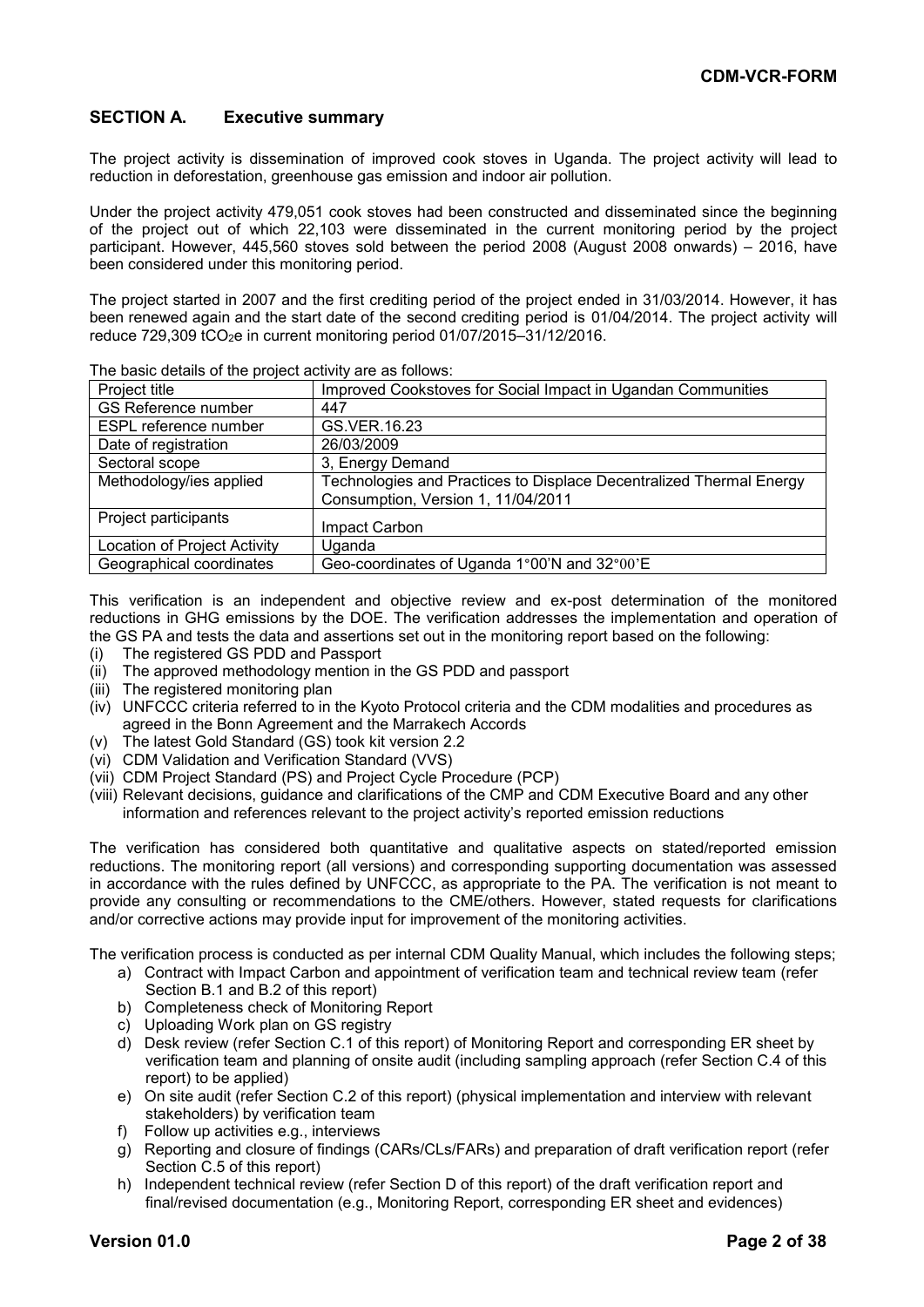## SECTION A. Executive summary

The project activity is dissemination of improved cook stoves in Uganda. The project activity will lead to reduction in deforestation, greenhouse gas emission and indoor air pollution.

Under the project activity 479,051 cook stoves had been constructed and disseminated since the beginning of the project out of which 22,103 were disseminated in the current monitoring period by the project participant. However, 445,560 stoves sold between the period 2008 (August 2008 onwards) – 2016, have been considered under this monitoring period.

The project started in 2007 and the first crediting period of the project ended in 31/03/2014. However, it has been renewed again and the start date of the second crediting period is 01/04/2014. The project activity will reduce 729,309 $tCO_2e$ in current monitoring period 01/07/2015–31/12/2016.

The basic details of the project activity are as follows:

| Project title | Improved Cookstoves for Social Impact in Ugandan Communities |
|---|---|
| GS Reference number | 447 |
| ESPL reference number | GS.VER.16.23 |
| Date of registration | 26/03/2009 |
| Sectoral scope | 3, Energy Demand |
| Methodology/ies applied | Technologies and Practices to Displace Decentralized Thermal Energy Consumption, Version 1, 11/04/2011 |
| Project participants | Impact Carbon |
| Location of Project Activity | Uganda |
| Geographical coordinates | Geo-coordinates of Uganda 1°00'N and 32°00'E |

This verification is an independent and objective review and ex-post determination of the monitored reductions in GHG emissions by the DOE. The verification addresses the implementation and operation of the GS PA and tests the data and assertions set out in the monitoring report based on the following:

(i) The registered GS PDD and Passport
(ii) The approved methodology mention in the GS PDD and passport
(iii) The registered monitoring plan
(iv) UNFCCC criteria referred to in the Kyoto Protocol criteria and the CDM modalities and procedures as agreed in the Bonn Agreement and the Marrakech Accords
(v) The latest Gold Standard (GS) took kit version 2.2
(vi) CDM Validation and Verification Standard (VVS)
(vii) CDM Project Standard (PS) and Project Cycle Procedure (PCP)
(viii) Relevant decisions, guidance and clarifications of the CMP and CDM Executive Board and any other information and references relevant to the project activity's reported emission reductions

The verification has considered both quantitative and qualitative aspects on stated/reported emission reductions. The monitoring report (all versions) and corresponding supporting documentation was assessed in accordance with the rules defined by UNFCCC, as appropriate to the PA. The verification is not meant to provide any consulting or recommendations to the CME/others. However, stated requests for clarifications and/or corrective actions may provide input for improvement of the monitoring activities.

The verification process is conducted as per internal CDM Quality Manual, which includes the following steps;

a) Contract with Impact Carbon and appointment of verification team and technical review team (refer Section B.1 and B.2 of this report)
b) Completeness check of Monitoring Report
c) Uploading Work plan on GS registry
d) Desk review (refer Section C.1 of this report) of Monitoring Report and corresponding ER sheet by verification team and planning of onsite audit (including sampling approach (refer Section C.4 of this report) to be applied)
e) On site audit (refer Section C.2 of this report) (physical implementation and interview with relevant stakeholders) by verification team
f) Follow up activities e.g., interviews
g) Reporting and closure of findings (CARs/CLs/FARs) and preparation of draft verification report (refer Section C.5 of this report)
h) Independent technical review (refer Section D of this report) of the draft verification report and final/revised documentation (e.g., Monitoring Report, corresponding ER sheet and evidences)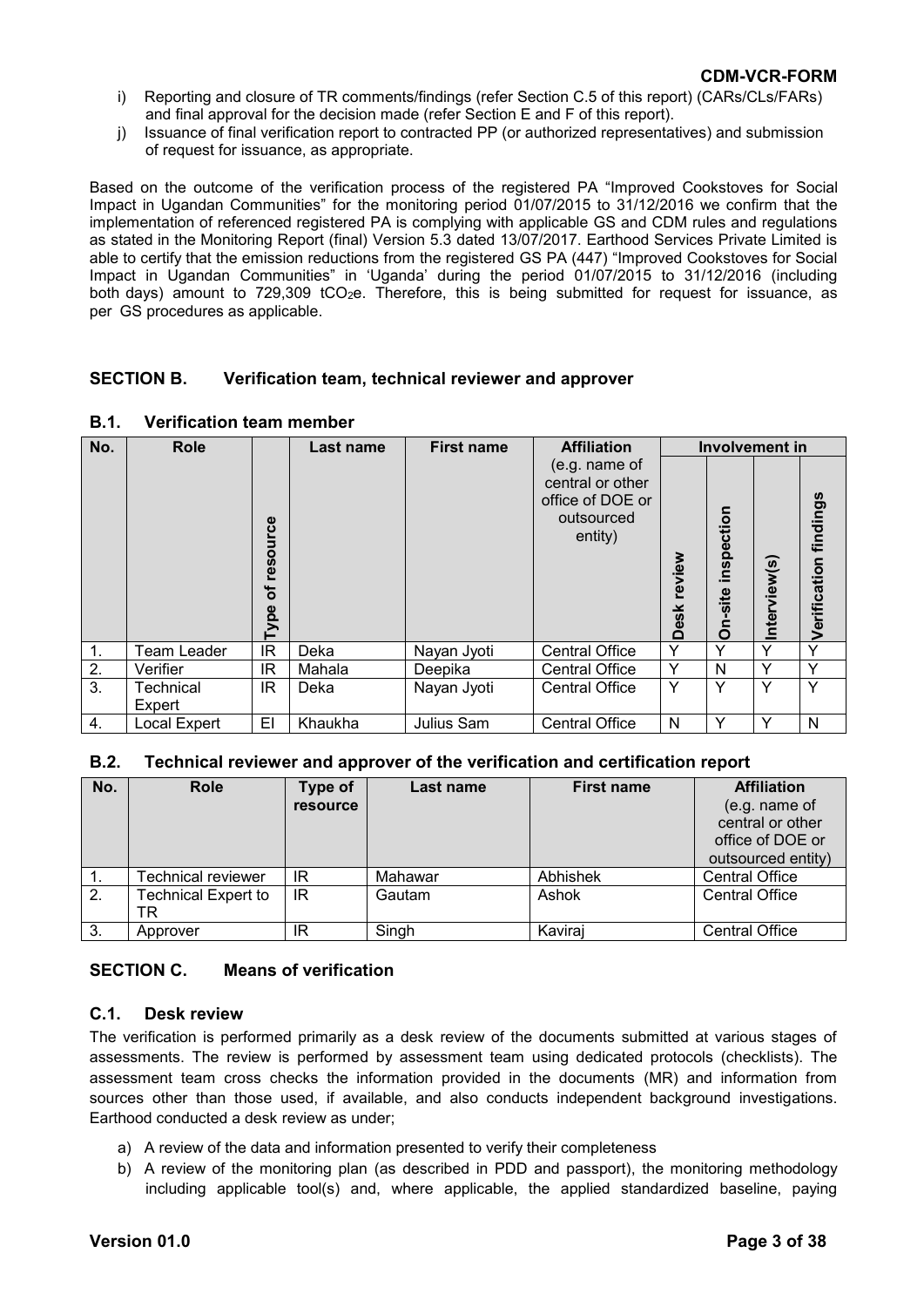i) Reporting and closure of TR comments/findings (refer Section C.5 of this report) (CARs/CLs/FARs) and final approval for the decision made (refer Section E and F of this report).

j) Issuance of final verification report to contracted PP (or authorized representatives) and submission of request for issuance, as appropriate.

Based on the outcome of the verification process of the registered PA "Improved Cookstoves for Social Impact in Ugandan Communities" for the monitoring period 01/07/2015 to 31/12/2016 we confirm that the implementation of referenced registered PA is complying with applicable GS and CDM rules and regulations as stated in the Monitoring Report (final) Version 5.3 dated 13/07/2017. Earthood Services Private Limited is able to certify that the emission reductions from the registered GS PA (447) "Improved Cookstoves for Social Impact in Ugandan Communities" in 'Uganda' during the period 01/07/2015 to 31/12/2016 (including both days) amount to 729,309 $tCO_2e$. Therefore, this is being submitted for request for issuance, as per GS procedures as applicable.

## SECTION B. Verification team, technical reviewer and approver

### B.1. Verification team member

| No. | Role | Type of resource | Last name | First name | Affiliation (e.g. name of central or other office of DOE or outsourced entity) | Involvement in | | | |
|---|---|---|---|---|---|---|---|---|---|
| | | | | | | Desk review | On-site inspection | Interview(s) | Verification findings |
| 1. | Team Leader | IR | Deka | Nayan Jyoti | Central Office | Y | Y | Y | Y |
| 2. | Verifier | IR | Mahala | Deepika | Central Office | Y | N | Y | Y |
| 3. | Technical Expert | IR | Deka | Nayan Jyoti | Central Office | Y | Y | Y | Y |
| 4. | Local Expert | EI | Khaukha | Julius Sam | Central Office | N | Y | Y | N |

### B.2. Technical reviewer and approver of the verification and certification report

| No. | Role | Type of resource | Last name | First name | Affiliation (e.g. name of central or other office of DOE or outsourced entity) |
|---|---|---|---|---|---|
| 1. | Technical reviewer | IR | Mahawar | Abhishek | Central Office |
| 2. | Technical Expert to TR | IR | Gautam | Ashok | Central Office |
| 3. | Approver | IR | Singh | Kaviraj | Central Office |

## SECTION C. Means of verification

### C.1. Desk review

The verification is performed primarily as a desk review of the documents submitted at various stages of assessments. The review is performed by assessment team using dedicated protocols (checklists). The assessment team cross checks the information provided in the documents (MR) and information from sources other than those used, if available, and also conducts independent background investigations. Earthood conducted a desk review as under;

a) A review of the data and information presented to verify their completeness
b) A review of the monitoring plan (as described in PDD and passport), the monitoring methodology including applicable tool(s) and, where applicable, the applied standardized baseline, paying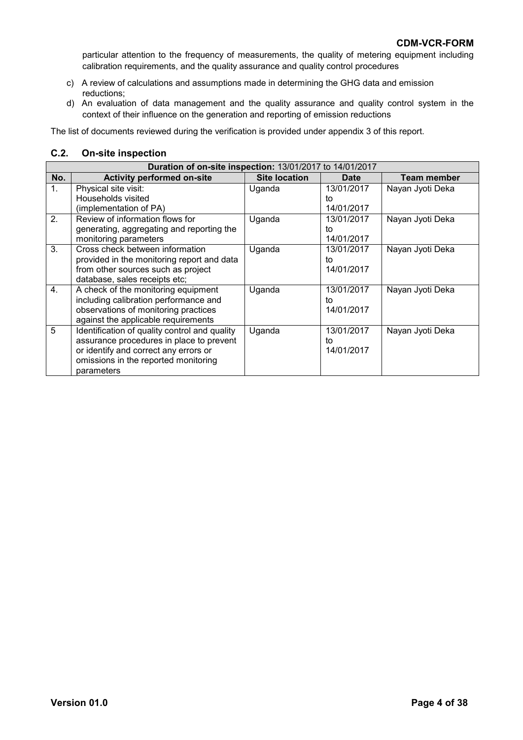particular attention to the frequency of measurements, the quality of metering equipment including calibration requirements, and the quality assurance and quality control procedures

c) A review of calculations and assumptions made in determining the GHG data and emission reductions;
d) An evaluation of data management and the quality assurance and quality control system in the context of their influence on the generation and reporting of emission reductions

The list of documents reviewed during the verification is provided under appendix 3 of this report.

## C.2. On-site inspection

| **Duration of on-site inspection:** 13/01/2017 to 14/01/2017 | | | | |
|---|---|---|---|---|
| **No.** | **Activity performed on-site** | **Site location** | **Date** | **Team member** |
| 1. | Physical site visit: Households visited (implementation of PA) | Uganda | 13/01/2017 to 14/01/2017 | Nayan Jyoti Deka |
| 2. | Review of information flows for generating, aggregating and reporting the monitoring parameters | Uganda | 13/01/2017 to 14/01/2017 | Nayan Jyoti Deka |
| 3. | Cross check between information provided in the monitoring report and data from other sources such as project database, sales receipts etc; | Uganda | 13/01/2017 to 14/01/2017 | Nayan Jyoti Deka |
| 4. | A check of the monitoring equipment including calibration performance and observations of monitoring practices against the applicable requirements | Uganda | 13/01/2017 to 14/01/2017 | Nayan Jyoti Deka |
| 5 | Identification of quality control and quality assurance procedures in place to prevent or identify and correct any errors or omissions in the reported monitoring parameters | Uganda | 13/01/2017 to 14/01/2017 | Nayan Jyoti Deka |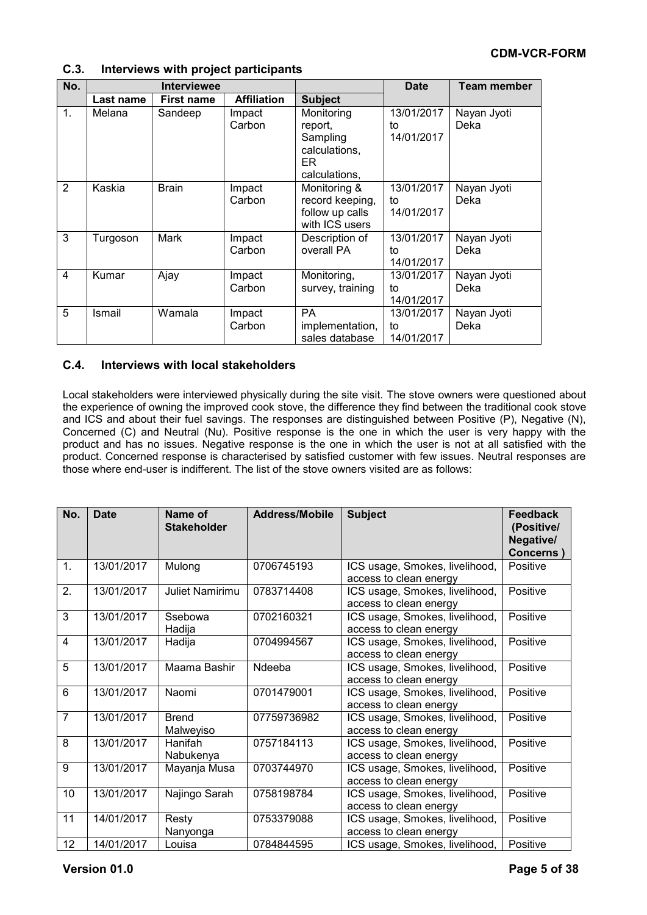### C.3. Interviews with project participants

| No. | Interviewee | | | | Date | Team member |
|---|---|---|---|---|---|---|
| | Last name | First name | Affiliation | Subject | | |
| 1. | Melana | Sandeep | Impact Carbon | Monitoring report, Sampling calculations, ER calculations, | 13/01/2017 to 14/01/2017 | Nayan Jyoti Deka |
| 2 | Kaskia | Brain | Impact Carbon | Monitoring & record keeping, follow up calls with ICS users | 13/01/2017 to 14/01/2017 | Nayan Jyoti Deka |
| 3 | Turgoson | Mark | Impact Carbon | Description of overall PA | 13/01/2017 to 14/01/2017 | Nayan Jyoti Deka |
| 4 | Kumar | Ajay | Impact Carbon | Monitoring, survey, training | 13/01/2017 to 14/01/2017 | Nayan Jyoti Deka |
| 5 | Ismail | Wamala | Impact Carbon | PA implementation, sales database | 13/01/2017 to 14/01/2017 | Nayan Jyoti Deka |

### C.4. Interviews with local stakeholders

Local stakeholders were interviewed physically during the site visit. The stove owners were questioned about the experience of owning the improved cook stove, the difference they find between the traditional cook stove and ICS and about their fuel savings. The responses are distinguished between Positive (P), Negative (N), Concerned (C) and Neutral (Nu). Positive response is the one in which the user is very happy with the product and has no issues. Negative response is the one in which the user is not at all satisfied with the product. Concerned response is characterised by satisfied customer with few issues. Neutral responses are those where end-user is indifferent. The list of the stove owners visited are as follows:

| No. | Date | Name of Stakeholder | Address/Mobile | Subject | Feedback (Positive/ Negative/ Concerns ) |
|---|---|---|---|---|---|
| 1. | 13/01/2017 | Mulong | 0706745193 | ICS usage, Smokes, livelihood, access to clean energy | Positive |
| 2. | 13/01/2017 | Juliet Namirimu | 0783714408 | ICS usage, Smokes, livelihood, access to clean energy | Positive |
| 3 | 13/01/2017 | Ssebowa Hadija | 0702160321 | ICS usage, Smokes, livelihood, access to clean energy | Positive |
| 4 | 13/01/2017 | Hadija | 0704994567 | ICS usage, Smokes, livelihood, access to clean energy | Positive |
| 5 | 13/01/2017 | Maama Bashir | Ndeeba | ICS usage, Smokes, livelihood, access to clean energy | Positive |
| 6 | 13/01/2017 | Naomi | 0701479001 | ICS usage, Smokes, livelihood, access to clean energy | Positive |
| 7 | 13/01/2017 | Brend Malweyiso | 07759736982 | ICS usage, Smokes, livelihood, access to clean energy | Positive |
| 8 | 13/01/2017 | Hanifah Nabukenya | 0757184113 | ICS usage, Smokes, livelihood, access to clean energy | Positive |
| 9 | 13/01/2017 | Mayanja Musa | 0703744970 | ICS usage, Smokes, livelihood, access to clean energy | Positive |
| 10 | 13/01/2017 | Najingo Sarah | 0758198784 | ICS usage, Smokes, livelihood, access to clean energy | Positive |
| 11 | 14/01/2017 | Resty Nanyonga | 0753379088 | ICS usage, Smokes, livelihood, access to clean energy | Positive |
| 12 | 14/01/2017 | Louisa | 0784844595 | ICS usage, Smokes, livelihood, | Positive |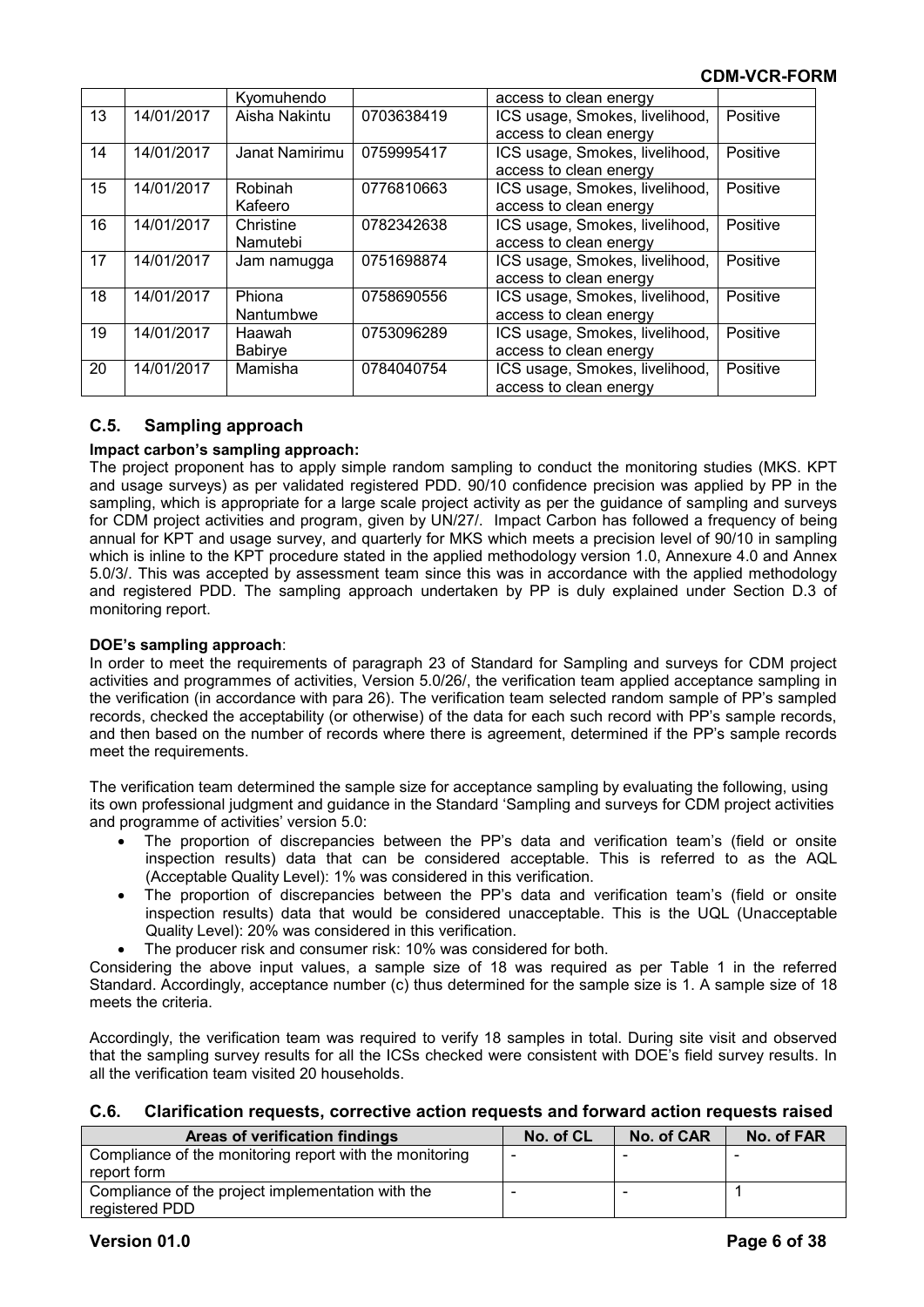| | | Kyomuhendo | | access to clean energy | |
|---|---|---|---|---|---|
| 13 | 14/01/2017 | Aisha Nakintu | 0703638419 | ICS usage, Smokes, livelihood, access to clean energy | Positive |
| 14 | 14/01/2017 | Janat Namirimu | 0759995417 | ICS usage, Smokes, livelihood, access to clean energy | Positive |
| 15 | 14/01/2017 | Robinah Kafeero | 0776810663 | ICS usage, Smokes, livelihood, access to clean energy | Positive |
| 16 | 14/01/2017 | Christine Namutebi | 0782342638 | ICS usage, Smokes, livelihood, access to clean energy | Positive |
| 17 | 14/01/2017 | Jam namugga | 0751698874 | ICS usage, Smokes, livelihood, access to clean energy | Positive |
| 18 | 14/01/2017 | Phiona Nantumbwe | 0758690556 | ICS usage, Smokes, livelihood, access to clean energy | Positive |
| 19 | 14/01/2017 | Haawah Babirye | 0753096289 | ICS usage, Smokes, livelihood, access to clean energy | Positive |
| 20 | 14/01/2017 | Mamisha | 0784040754 | ICS usage, Smokes, livelihood, access to clean energy | Positive |

## C.5. Sampling approach

**Impact carbon's sampling approach:**

The project proponent has to apply simple random sampling to conduct the monitoring studies (MKS. KPT and usage surveys) as per validated registered PDD. 90/10 confidence precision was applied by PP in the sampling, which is appropriate for a large scale project activity as per the guidance of sampling and surveys for CDM project activities and program, given by UN/27/. Impact Carbon has followed a frequency of being annual for KPT and usage survey, and quarterly for MKS which meets a precision level of 90/10 in sampling which is inline to the KPT procedure stated in the applied methodology version 1.0, Annexure 4.0 and Annex 5.0/3/. This was accepted by assessment team since this was in accordance with the applied methodology and registered PDD. The sampling approach undertaken by PP is duly explained under Section D.3 of monitoring report.

**DOE's sampling approach**:

In order to meet the requirements of paragraph 23 of Standard for Sampling and surveys for CDM project activities and programmes of activities, Version 5.0/26/, the verification team applied acceptance sampling in the verification (in accordance with para 26). The verification team selected random sample of PP's sampled records, checked the acceptability (or otherwise) of the data for each such record with PP's sample records, and then based on the number of records where there is agreement, determined if the PP's sample records meet the requirements.

The verification team determined the sample size for acceptance sampling by evaluating the following, using its own professional judgment and guidance in the Standard 'Sampling and surveys for CDM project activities and programme of activities' version 5.0:

- The proportion of discrepancies between the PP's data and verification team's (field or onsite inspection results) data that can be considered acceptable. This is referred to as the AQL (Acceptable Quality Level): 1% was considered in this verification.
- The proportion of discrepancies between the PP's data and verification team's (field or onsite inspection results) data that would be considered unacceptable. This is the UQL (Unacceptable Quality Level): 20% was considered in this verification.
- The producer risk and consumer risk: 10% was considered for both.

Considering the above input values, a sample size of 18 was required as per Table 1 in the referred Standard. Accordingly, acceptance number (c) thus determined for the sample size is 1. A sample size of 18 meets the criteria.

Accordingly, the verification team was required to verify 18 samples in total. During site visit and observed that the sampling survey results for all the ICSs checked were consistent with DOE's field survey results. In all the verification team visited 20 households.

## C.6. Clarification requests, corrective action requests and forward action requests raised

| Areas of verification findings | No. of CL | No. of CAR | No. of FAR |
|---|---|---|---|
| Compliance of the monitoring report with the monitoring report form | - | - | - |
| Compliance of the project implementation with the registered PDD | - | - | 1 |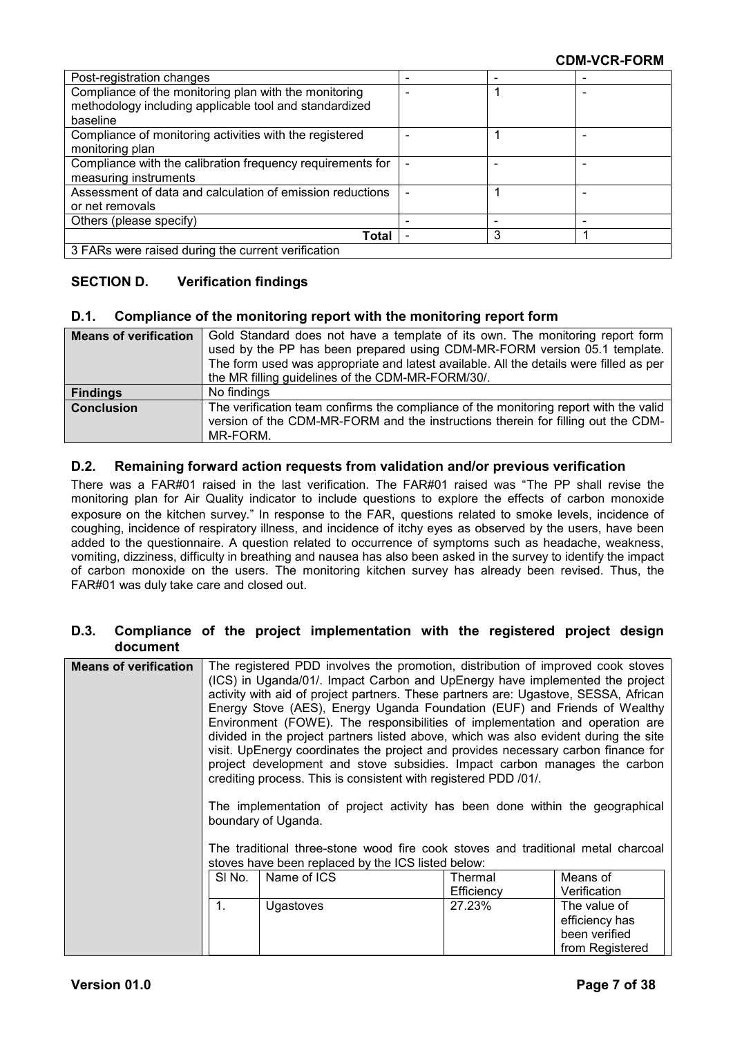| Post-registration changes | - | - | - |
|---|---|---|---|
| Compliance of the monitoring plan with the monitoring methodology including applicable tool and standardized baseline | - | 1 | - |
| Compliance of monitoring activities with the registered monitoring plan | - | 1 | - |
| Compliance with the calibration frequency requirements for measuring instruments | - | - | - |
| Assessment of data and calculation of emission reductions or net removals | - | 1 | - |
| Others (please specify) | - | - | - |
| **Total** | - | 3 | 1 |
| 3 FARs were raised during the current verification | | | |

## SECTION D. Verification findings

### D.1. Compliance of the monitoring report with the monitoring report form

| **Means of verification** | Gold Standard does not have a template of its own. The monitoring report form used by the PP has been prepared using CDM-MR-FORM version 05.1 template. The form used was appropriate and latest available. All the details were filled as per the MR filling guidelines of the CDM-MR-FORM/30/. |
|---|---|
| **Findings** | No findings |
| **Conclusion** | The verification team confirms the compliance of the monitoring report with the valid version of the CDM-MR-FORM and the instructions therein for filling out the CDM-MR-FORM. |

### D.2. Remaining forward action requests from validation and/or previous verification

There was a FAR#01 raised in the last verification. The FAR#01 raised was "The PP shall revise the monitoring plan for Air Quality indicator to include questions to explore the effects of carbon monoxide exposure on the kitchen survey." In response to the FAR, questions related to smoke levels, incidence of coughing, incidence of respiratory illness, and incidence of itchy eyes as observed by the users, have been added to the questionnaire. A question related to occurrence of symptoms such as headache, weakness, vomiting, dizziness, difficulty in breathing and nausea has also been asked in the survey to identify the impact of carbon monoxide on the users. The monitoring kitchen survey has already been revised. Thus, the FAR#01 was duly take care and closed out.

### D.3. Compliance of the project implementation with the registered project design document

**Means of verification**

The registered PDD involves the promotion, distribution of improved cook stoves (ICS) in Uganda/01/. Impact Carbon and UpEnergy have implemented the project activity with aid of project partners. These partners are: Ugastove, SESSA, African Energy Stove (AES), Energy Uganda Foundation (EUF) and Friends of Wealthy Environment (FOWE). The responsibilities of implementation and operation are divided in the project partners listed above, which was also evident during the site visit. UpEnergy coordinates the project and provides necessary carbon finance for project development and stove subsidies. Impact carbon manages the carbon crediting process. This is consistent with registered PDD /01/.

The implementation of project activity has been done within the geographical boundary of Uganda.

The traditional three-stone wood fire cook stoves and traditional metal charcoal stoves have been replaced by the ICS listed below:

| Sl No. | Name of ICS | Thermal Efficiency | Means of Verification |
|---|---|---|---|
| 1. | Ugastoves | 27.23% | The value of efficiency has been verified from Registered |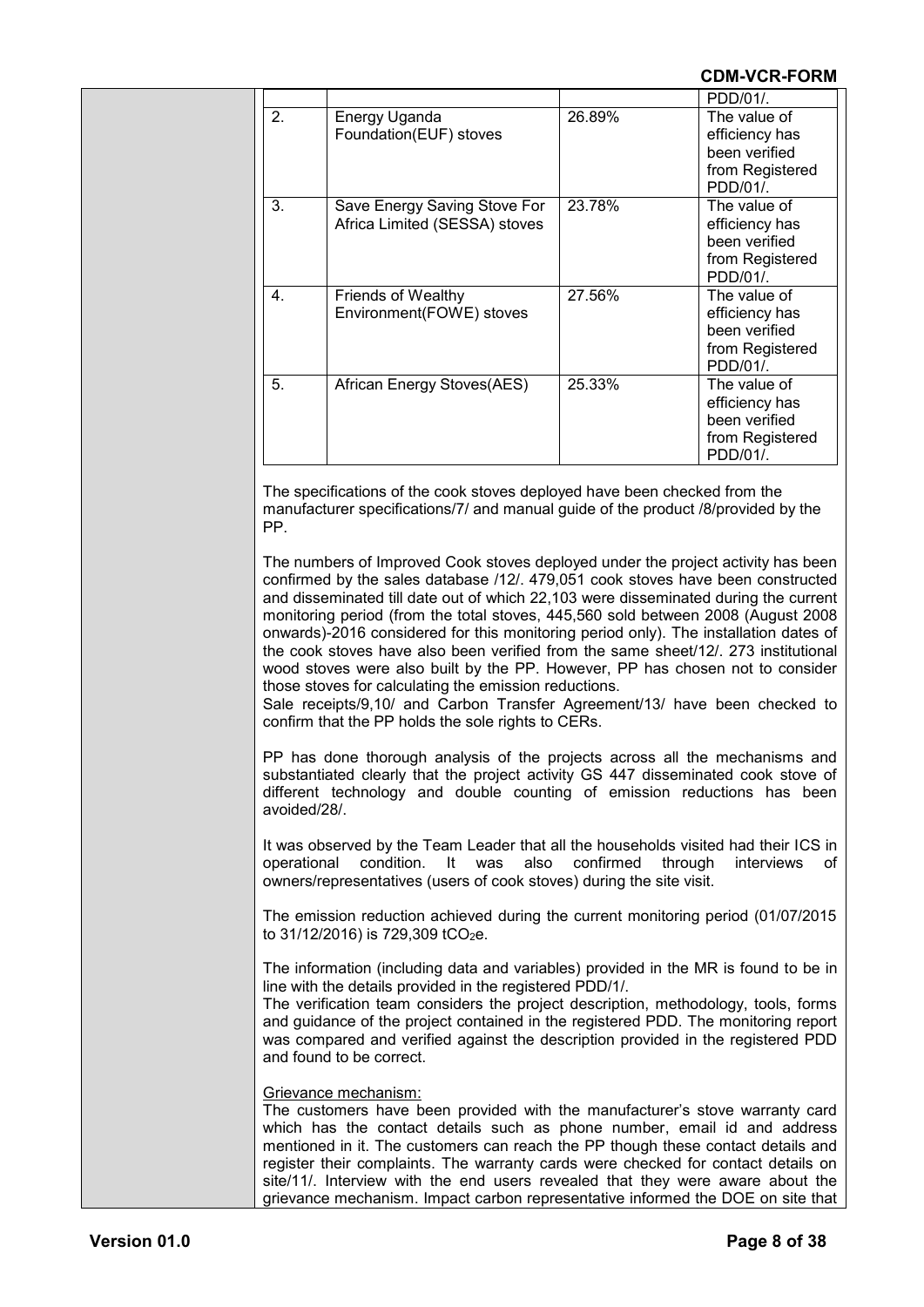| | | | PDD/01/. |
|---|---|---|---|
| 2. | Energy Uganda Foundation(EUF) stoves | 26.89% | The value of efficiency has been verified from Registered PDD/01/. |
| 3. | Save Energy Saving Stove For Africa Limited (SESSA) stoves | 23.78% | The value of efficiency has been verified from Registered PDD/01/. |
| 4. | Friends of Wealthy Environment(FOWE) stoves | 27.56% | The value of efficiency has been verified from Registered PDD/01/. |
| 5. | African Energy Stoves(AES) | 25.33% | The value of efficiency has been verified from Registered PDD/01/. |

The specifications of the cook stoves deployed have been checked from the manufacturer specifications/7/ and manual guide of the product /8/provided by the PP.

The numbers of Improved Cook stoves deployed under the project activity has been confirmed by the sales database /12/. 479,051 cook stoves have been constructed and disseminated till date out of which 22,103 were disseminated during the current monitoring period (from the total stoves, 445,560 sold between 2008 (August 2008 onwards)-2016 considered for this monitoring period only). The installation dates of the cook stoves have also been verified from the same sheet/12/. 273 institutional wood stoves were also built by the PP. However, PP has chosen not to consider those stoves for calculating the emission reductions.
Sale receipts/9,10/ and Carbon Transfer Agreement/13/ have been checked to confirm that the PP holds the sole rights to CERs.

PP has done thorough analysis of the projects across all the mechanisms and substantiated clearly that the project activity GS 447 disseminated cook stove of different technology and double counting of emission reductions has been avoided/28/.

It was observed by the Team Leader that all the households visited had their ICS in operational condition. It was also confirmed through interviews of owners/representatives (users of cook stoves) during the site visit.

The emission reduction achieved during the current monitoring period (01/07/2015 to 31/12/2016) is 729,309 t$CO_2$e.

The information (including data and variables) provided in the MR is found to be in line with the details provided in the registered PDD/1/.
The verification team considers the project description, methodology, tools, forms and guidance of the project contained in the registered PDD. The monitoring report was compared and verified against the description provided in the registered PDD and found to be correct.

Grievance mechanism:
The customers have been provided with the manufacturer's stove warranty card which has the contact details such as phone number, email id and address mentioned in it. The customers can reach the PP though these contact details and register their complaints. The warranty cards were checked for contact details on site/11/. Interview with the end users revealed that they were aware about the grievance mechanism. Impact carbon representative informed the DOE on site that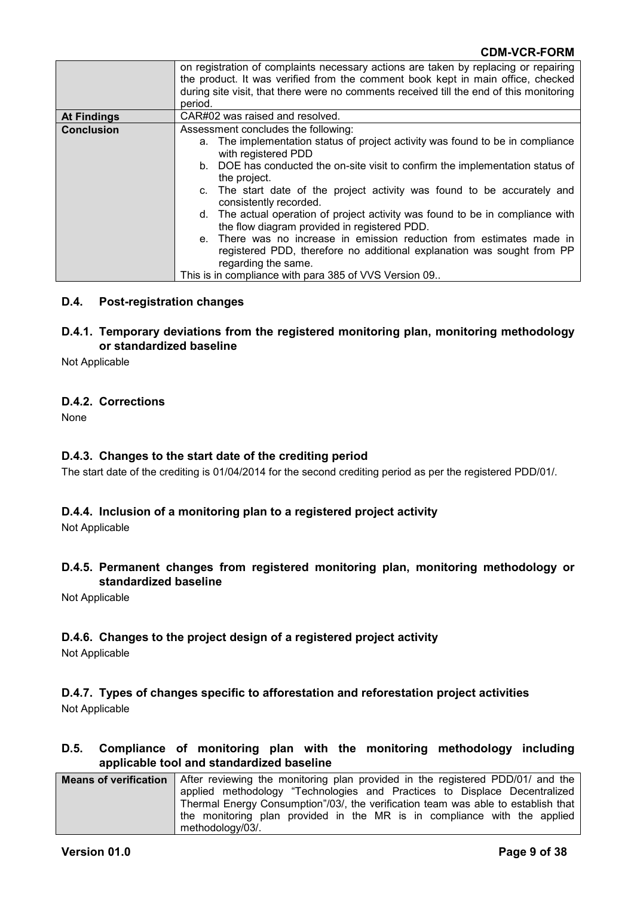| | |
|---|---|
| | on registration of complaints necessary actions are taken by replacing or repairing the product. It was verified from the comment book kept in main office, checked during site visit, that there were no comments received till the end of this monitoring period. |
| **At Findings** | CAR#02 was raised and resolved. |
| **Conclusion** | Assessment concludes the following:<br>a. The implementation status of project activity was found to be in compliance with registered PDD<br>b. DOE has conducted the on-site visit to confirm the implementation status of the project.<br>c. The start date of the project activity was found to be accurately and consistently recorded.<br>d. The actual operation of project activity was found to be in compliance with the flow diagram provided in registered PDD.<br>e. There was no increase in emission reduction from estimates made in registered PDD, therefore no additional explanation was sought from PP regarding the same.<br>This is in compliance with para 385 of VVS Version 09.. |

## D.4. Post-registration changes

### D.4.1. Temporary deviations from the registered monitoring plan, monitoring methodology or standardized baseline

Not Applicable

### D.4.2. Corrections

None

### D.4.3. Changes to the start date of the crediting period

The start date of the crediting is 01/04/2014 for the second crediting period as per the registered PDD/01/.

### D.4.4. Inclusion of a monitoring plan to a registered project activity

Not Applicable

### D.4.5. Permanent changes from registered monitoring plan, monitoring methodology or standardized baseline

Not Applicable

### D.4.6. Changes to the project design of a registered project activity

Not Applicable

### D.4.7. Types of changes specific to afforestation and reforestation project activities

Not Applicable

## D.5. Compliance of monitoring plan with the monitoring methodology including applicable tool and standardized baseline

| | |
|---|---|
| **Means of verification** | After reviewing the monitoring plan provided in the registered PDD/01/ and the applied methodology "Technologies and Practices to Displace Decentralized Thermal Energy Consumption"/03/, the verification team was able to establish that the monitoring plan provided in the MR is in compliance with the applied methodology/03/. |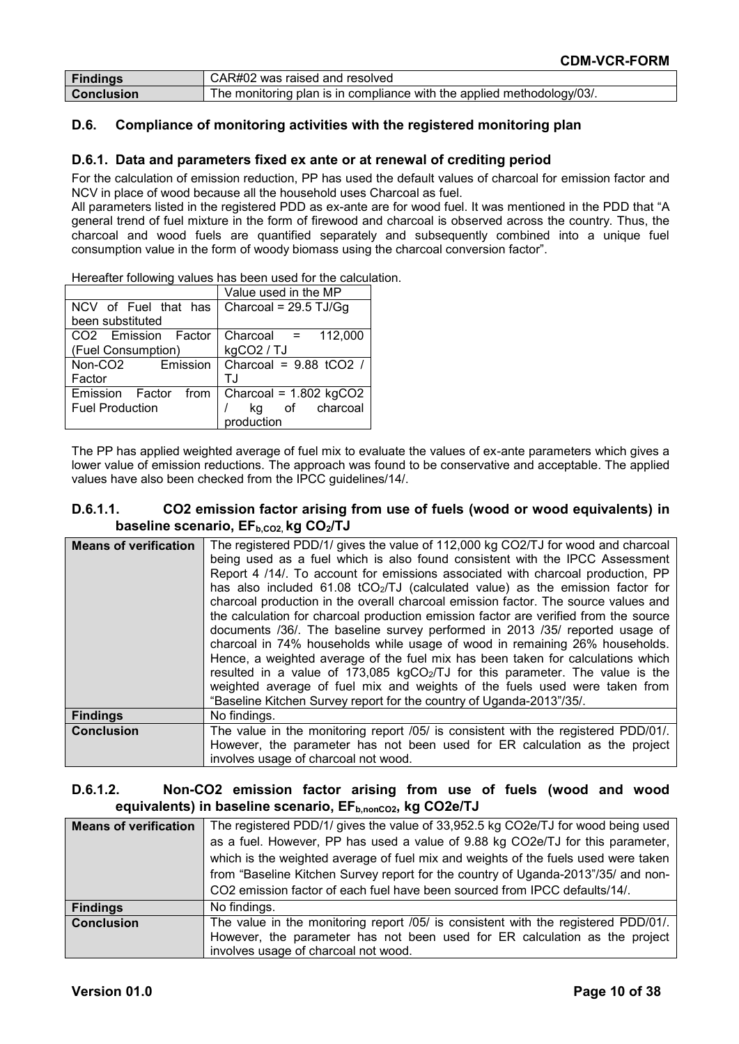| **Findings** | CAR#02 was raised and resolved |
|---|---|
| **Conclusion** | The monitoring plan is in compliance with the applied methodology/03/. |

### D.6. Compliance of monitoring activities with the registered monitoring plan

#### D.6.1. Data and parameters fixed ex ante or at renewal of crediting period

For the calculation of emission reduction, PP has used the default values of charcoal for emission factor and NCV in place of wood because all the household uses Charcoal as fuel.

All parameters listed in the registered PDD as ex-ante are for wood fuel. It was mentioned in the PDD that "A general trend of fuel mixture in the form of firewood and charcoal is observed across the country. Thus, the charcoal and wood fuels are quantified separately and subsequently combined into a unique fuel consumption value in the form of woody biomass using the charcoal conversion factor".

Hereafter following values has been used for the calculation.

| | Value used in the MP |
|---|---|
| NCV of Fuel that has been substituted | Charcoal = 29.5 TJ/Gg |
| $CO_2$ Emission Factor (Fuel Consumption) | Charcoal = 112,000 $kgCO_2$ / TJ |
| Non-$CO_2$ Emission Factor | Charcoal = 9.88 $tCO_2$ / TJ |
| Emission Factor from Fuel Production | Charcoal = 1.802 $kgCO_2$ / kg of charcoal production |

The PP has applied weighted average of fuel mix to evaluate the values of ex-ante parameters which gives a lower value of emission reductions. The approach was found to be conservative and acceptable. The applied values have also been checked from the IPCC guidelines/14/.

##### D.6.1.1. CO2 emission factor arising from use of fuels (wood or wood equivalents) in baseline scenario, $EF_{b,CO2}$, kg $CO_2$/TJ

| **Means of verification** | The registered PDD/1/ gives the value of 112,000 kg CO2/TJ for wood and charcoal being used as a fuel which is also found consistent with the IPCC Assessment Report 4 /14/. To account for emissions associated with charcoal production, PP has also included 61.08 $tCO_2$/TJ (calculated value) as the emission factor for charcoal production in the overall charcoal emission factor. The source values and the calculation for charcoal production emission factor are verified from the source documents /36/. The baseline survey performed in 2013 /35/ reported usage of charcoal in 74% households while usage of wood in remaining 26% households. Hence, a weighted average of the fuel mix has been taken for calculations which resulted in a value of 173,085 $kgCO_2$/TJ for this parameter. The value is the weighted average of fuel mix and weights of the fuels used were taken from "Baseline Kitchen Survey report for the country of Uganda-2013"/35/. |
|---|---|
| **Findings** | No findings. |
| **Conclusion** | The value in the monitoring report /05/ is consistent with the registered PDD/01/. However, the parameter has not been used for ER calculation as the project involves usage of charcoal not wood. |

##### D.6.1.2. Non-CO2 emission factor arising from use of fuels (wood and wood equivalents) in baseline scenario, $EF_{b,nonCO2}$, kg CO2e/TJ

| **Means of verification** | The registered PDD/1/ gives the value of 33,952.5 kg CO2e/TJ for wood being used as a fuel. However, PP has used a value of 9.88 kg CO2e/TJ for this parameter, which is the weighted average of fuel mix and weights of the fuels used were taken from "Baseline Kitchen Survey report for the country of Uganda-2013"/35/ and non-CO2 emission factor of each fuel have been sourced from IPCC defaults/14/. |
|---|---|
| **Findings** | No findings. |
| **Conclusion** | The value in the monitoring report /05/ is consistent with the registered PDD/01/. However, the parameter has not been used for ER calculation as the project involves usage of charcoal not wood. |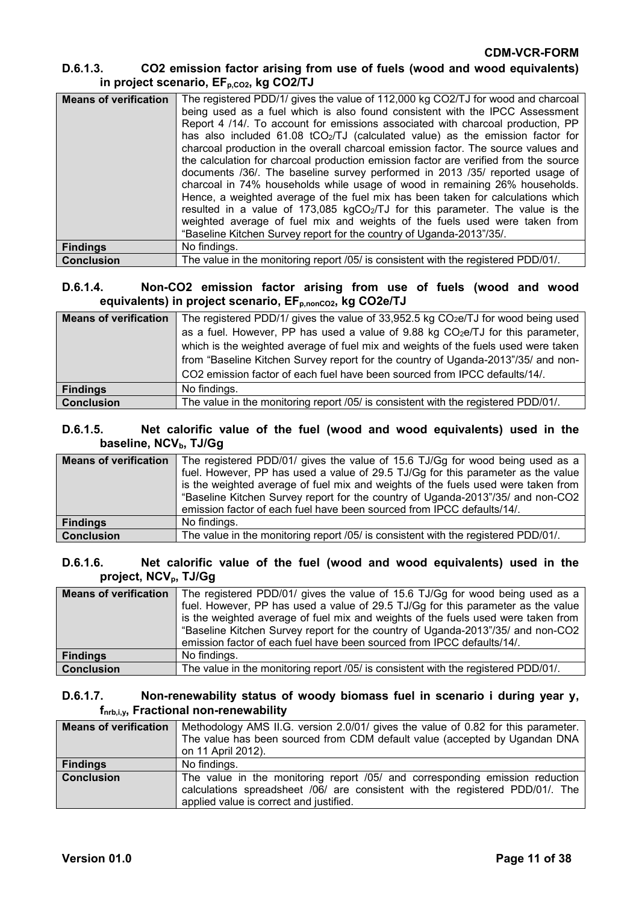#### D.6.1.3. CO2 emission factor arising from use of fuels (wood and wood equivalents) in project scenario, $EF_{p,CO2}$, kg CO2/TJ

| **Means of verification** | The registered PDD/1/ gives the value of 112,000 kg CO2/TJ for wood and charcoal being used as a fuel which is also found consistent with the IPCC Assessment Report 4 /14/. To account for emissions associated with charcoal production, PP has also included 61.08 $tCO_2$/TJ (calculated value) as the emission factor for charcoal production in the overall charcoal emission factor. The source values and the calculation for charcoal production emission factor are verified from the source documents /36/. The baseline survey performed in 2013 /35/ reported usage of charcoal in 74% households while usage of wood in remaining 26% households. Hence, a weighted average of the fuel mix has been taken for calculations which resulted in a value of 173,085 $kgCO_2$/TJ for this parameter. The value is the weighted average of fuel mix and weights of the fuels used were taken from “Baseline Kitchen Survey report for the country of Uganda-2013”/35/. |
|---|---|
| **Findings** | No findings. |
| **Conclusion** | The value in the monitoring report /05/ is consistent with the registered PDD/01/. |

#### D.6.1.4. Non-CO2 emission factor arising from use of fuels (wood and wood equivalents) in project scenario, $EF_{p,nonCO2}$, kg CO2e/TJ

| **Means of verification** | The registered PDD/1/ gives the value of 33,952.5 kg $CO_2e$/TJ for wood being used as a fuel. However, PP has used a value of 9.88 kg $CO_2e$/TJ for this parameter, which is the weighted average of fuel mix and weights of the fuels used were taken from “Baseline Kitchen Survey report for the country of Uganda-2013”/35/ and non-CO2 emission factor of each fuel have been sourced from IPCC defaults/14/. |
|---|---|
| **Findings** | No findings. |
| **Conclusion** | The value in the monitoring report /05/ is consistent with the registered PDD/01/. |

#### D.6.1.5. Net calorific value of the fuel (wood and wood equivalents) used in the baseline, $NCV_b$, TJ/Gg

| **Means of verification** | The registered PDD/01/ gives the value of 15.6 TJ/Gg for wood being used as a fuel. However, PP has used a value of 29.5 TJ/Gg for this parameter as the value is the weighted average of fuel mix and weights of the fuels used were taken from “Baseline Kitchen Survey report for the country of Uganda-2013”/35/ and non-CO2 emission factor of each fuel have been sourced from IPCC defaults/14/. |
|---|---|
| **Findings** | No findings. |
| **Conclusion** | The value in the monitoring report /05/ is consistent with the registered PDD/01/. |

#### D.6.1.6. Net calorific value of the fuel (wood and wood equivalents) used in the project, $NCV_p$, TJ/Gg

| **Means of verification** | The registered PDD/01/ gives the value of 15.6 TJ/Gg for wood being used as a fuel. However, PP has used a value of 29.5 TJ/Gg for this parameter as the value is the weighted average of fuel mix and weights of the fuels used were taken from “Baseline Kitchen Survey report for the country of Uganda-2013”/35/ and non-CO2 emission factor of each fuel have been sourced from IPCC defaults/14/. |
|---|---|
| **Findings** | No findings. |
| **Conclusion** | The value in the monitoring report /05/ is consistent with the registered PDD/01/. |

#### D.6.1.7. Non-renewability status of woody biomass fuel in scenario i during year y, $f_{nrb,i,y}$, Fractional non-renewability

| **Means of verification** | Methodology AMS II.G. version 2.0/01/ gives the value of 0.82 for this parameter. The value has been sourced from CDM default value (accepted by Ugandan DNA on 11 April 2012). |
|---|---|
| **Findings** | No findings. |
| **Conclusion** | The value in the monitoring report /05/ and corresponding emission reduction calculations spreadsheet /06/ are consistent with the registered PDD/01/. The applied value is correct and justified. |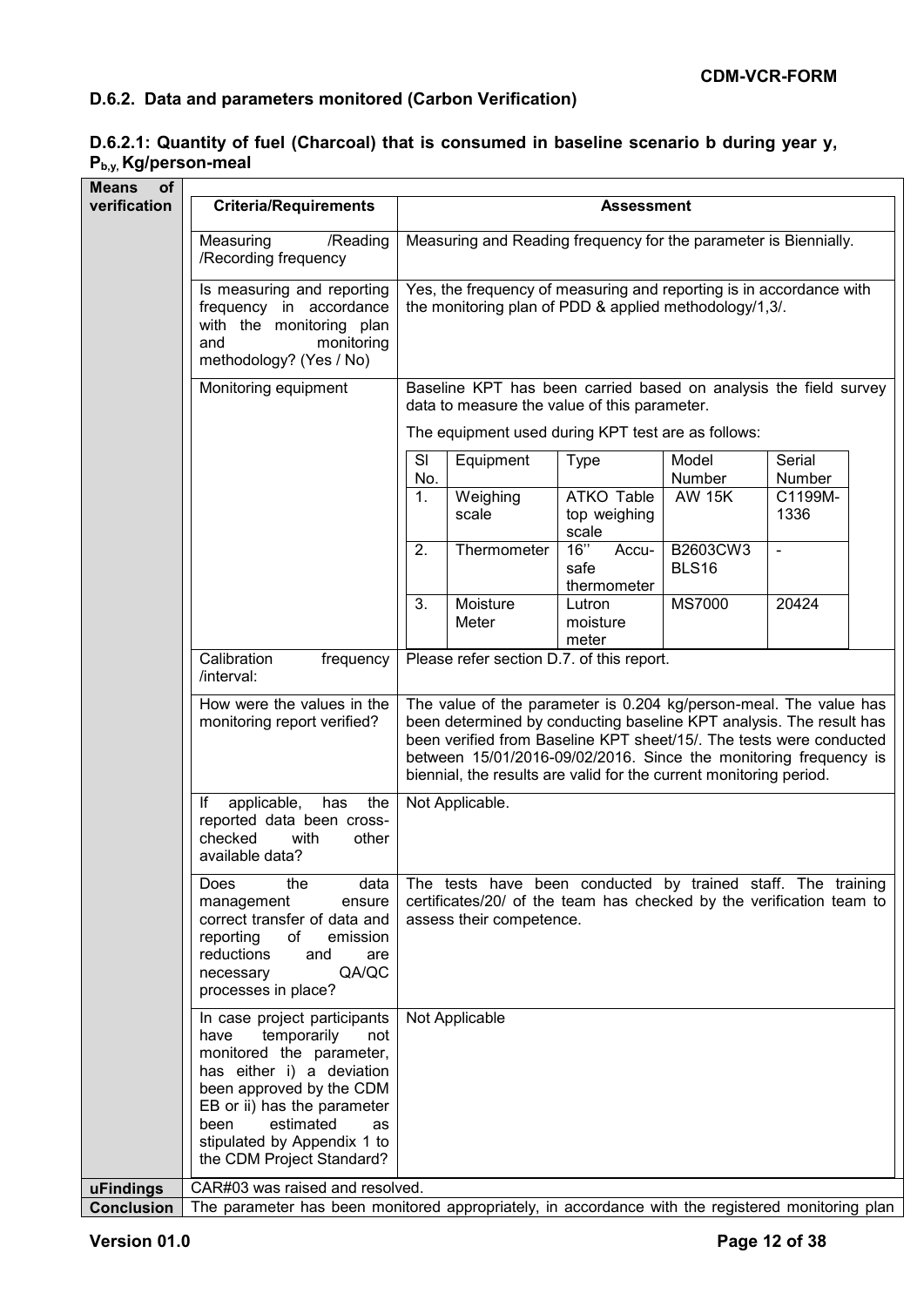### D.6.2. Data and parameters monitored (Carbon Verification)

#### D.6.2.1: Quantity of fuel (Charcoal) that is consumed in baseline scenario b during year y, $P_{b,y}$, Kg/person-meal

| Means of verification | Criteria/Requirements | Assessment |
|---|---|---|
| | Measuring /Reading /Recording frequency | Measuring and Reading frequency for the parameter is Biennially. |
| | Is measuring and reporting frequency in accordance with the monitoring plan and monitoring methodology? (Yes / No) | Yes, the frequency of measuring and reporting is in accordance with the monitoring plan of PDD & applied methodology/1,3/. |
| | Monitoring equipment | Baseline KPT has been carried based on analysis the field survey data to measure the value of this parameter.<br>The equipment used during KPT test are as follows:<br>Sl No. 1. – Equipment: Weighing scale; Type: ATKO Table top weighing scale; Model Number: AW 15K; Serial Number: C1199M-1336<br>Sl No. 2. – Equipment: Thermometer; Type: 16'' Accu-safe thermometer; Model Number: B2603CW3 BLS16; Serial Number: -<br>Sl No. 3. – Equipment: Moisture Meter; Type: Lutron moisture meter; Model Number: MS7000; Serial Number: 20424 |
| | Calibration frequency /interval: | Please refer section D.7. of this report. |
| | How were the values in the monitoring report verified? | The value of the parameter is 0.204 kg/person-meal. The value has been determined by conducting baseline KPT analysis. The result has been verified from Baseline KPT sheet/15/. The tests were conducted between 15/01/2016-09/02/2016. Since the monitoring frequency is biennial, the results are valid for the current monitoring period. |
| | If applicable, has the reported data been cross-checked with other available data? | Not Applicable. |
| | Does the data management ensure correct transfer of data and reporting of emission reductions and are necessary QA/QC processes in place? | The tests have been conducted by trained staff. The training certificates/20/ of the team has checked by the verification team to assess their competence. |
| | In case project participants have temporarily not monitored the parameter, has either i) a deviation been approved by the CDM EB or ii) has the parameter been estimated as stipulated by Appendix 1 to the CDM Project Standard? | Not Applicable |
| **uFindings** | CAR#03 was raised and resolved. | |
| **Conclusion** | The parameter has been monitored appropriately, in accordance with the registered monitoring plan | |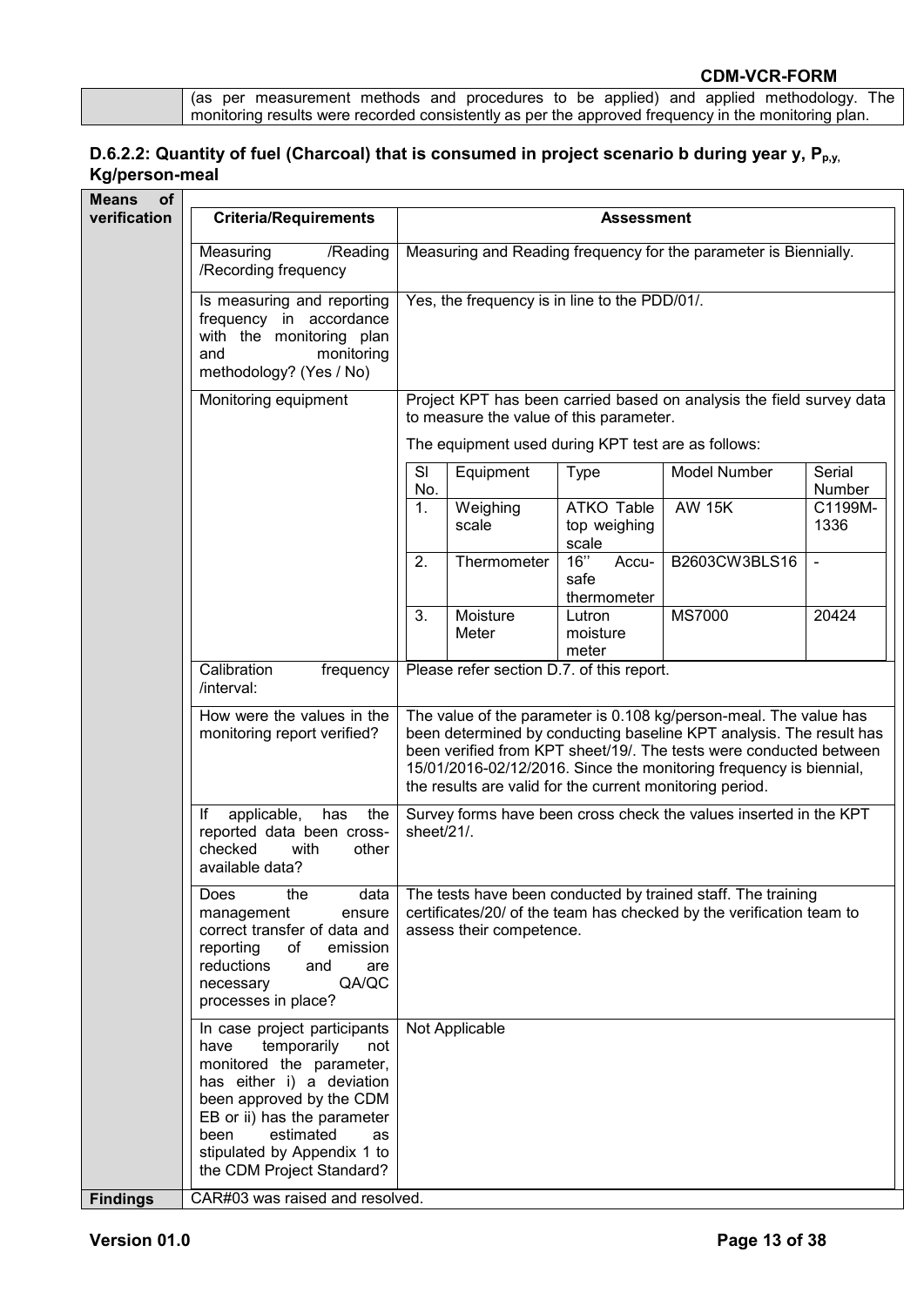| | (as per measurement methods and procedures to be applied) and applied methodology. The monitoring results were recorded consistently as per the approved frequency in the monitoring plan. |
|---|---|

### D.6.2.2: Quantity of fuel (Charcoal) that is consumed in project scenario b during year y, $P_{p,y}$, Kg/person-meal

| Means of verification | Criteria/Requirements | Assessment |
|---|---|---|
| | Measuring /Reading /Recording frequency | Measuring and Reading frequency for the parameter is Biennially. |
| | Is measuring and reporting frequency in accordance with the monitoring plan and monitoring methodology? (Yes / No) | Yes, the frequency is in line to the PDD/01/. |
| | Monitoring equipment | Project KPT has been carried based on analysis the field survey data to measure the value of this parameter.<br>The equipment used during KPT test are as follows:<br><br>**Sl No.** \| **Equipment** \| **Type** \| **Model Number** \| **Serial Number**<br>1. \| Weighing scale \| ATKO Table top weighing scale \| AW 15K \| C1199M-1336<br>2. \| Thermometer \| 16'' Accu-safe thermometer \| B2603CW3BLS16 \| -<br>3. \| Moisture Meter \| Lutron moisture meter \| MS7000 \| 20424 |
| | Calibration frequency /interval: | Please refer section D.7. of this report. |
| | How were the values in the monitoring report verified? | The value of the parameter is 0.108 kg/person-meal. The value has been determined by conducting baseline KPT analysis. The result has been verified from KPT sheet/19/. The tests were conducted between 15/01/2016-02/12/2016. Since the monitoring frequency is biennial, the results are valid for the current monitoring period. |
| | If applicable, has the reported data been cross-checked with other available data? | Survey forms have been cross check the values inserted in the KPT sheet/21/. |
| | Does the data management ensure correct transfer of data and reporting of emission reductions and are necessary QA/QC processes in place? | The tests have been conducted by trained staff. The training certificates/20/ of the team has checked by the verification team to assess their competence. |
| | In case project participants have temporarily not monitored the parameter, has either i) a deviation been approved by the CDM EB or ii) has the parameter been estimated as stipulated by Appendix 1 to the CDM Project Standard? | Not Applicable |
| **Findings** | CAR#03 was raised and resolved. | |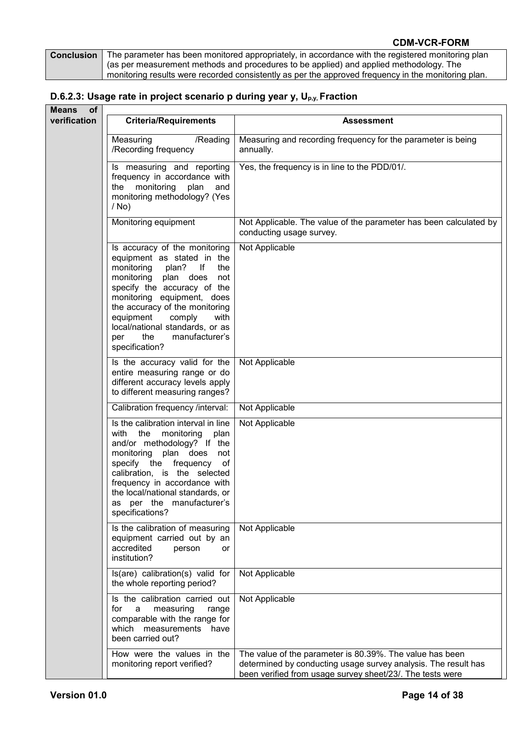| Conclusion | The parameter has been monitored appropriately, in accordance with the registered monitoring plan (as per measurement methods and procedures to be applied) and applied methodology. The monitoring results were recorded consistently as per the approved frequency in the monitoring plan. |
|---|---|

### D.6.2.3: Usage rate in project scenario p during year y, $U_{p,y}$, Fraction

| Means of verification | Criteria/Requirements | Assessment |
|---|---|---|
| | Measuring /Reading /Recording frequency | Measuring and recording frequency for the parameter is being annually. |
| | Is measuring and reporting frequency in accordance with the monitoring plan and monitoring methodology? (Yes / No) | Yes, the frequency is in line to the PDD/01/. |
| | Monitoring equipment | Not Applicable. The value of the parameter has been calculated by conducting usage survey. |
| | Is accuracy of the monitoring equipment as stated in the monitoring plan? If the monitoring plan does not specify the accuracy of the monitoring equipment, does the accuracy of the monitoring equipment comply with local/national standards, or as per the manufacturer's specification? | Not Applicable |
| | Is the accuracy valid for the entire measuring range or do different accuracy levels apply to different measuring ranges? | Not Applicable |
| | Calibration frequency /interval: | Not Applicable |
| | Is the calibration interval in line with the monitoring plan and/or methodology? If the monitoring plan does not specify the frequency of calibration, is the selected frequency in accordance with the local/national standards, or as per the manufacturer's specifications? | Not Applicable |
| | Is the calibration of measuring equipment carried out by an accredited person or institution? | Not Applicable |
| | Is(are) calibration(s) valid for the whole reporting period? | Not Applicable |
| | Is the calibration carried out for a measuring range comparable with the range for which measurements have been carried out? | Not Applicable |
| | How were the values in the monitoring report verified? | The value of the parameter is 80.39%. The value has been determined by conducting usage survey analysis. The result has been verified from usage survey sheet/23/. The tests were |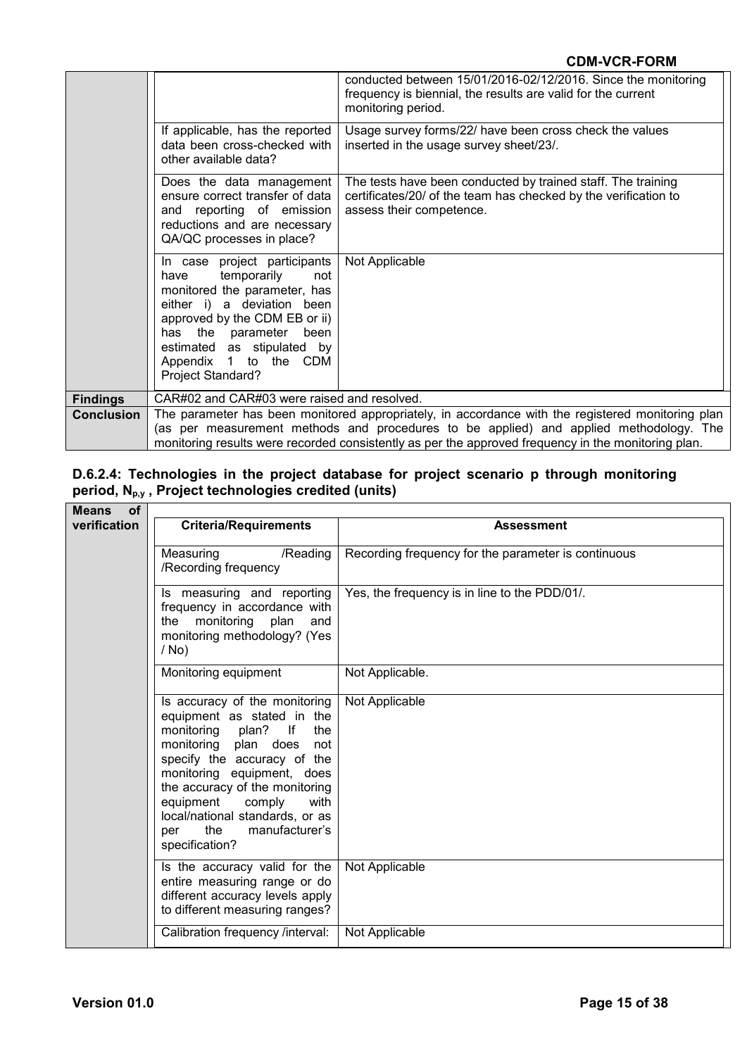| | Criteria/Requirements | Assessment |
|---|---|---|
| | | conducted between 15/01/2016-02/12/2016. Since the monitoring frequency is biennial, the results are valid for the current monitoring period. |
| | If applicable, has the reported data been cross-checked with other available data? | Usage survey forms/22/ have been cross check the values inserted in the usage survey sheet/23/. |
| | Does the data management ensure correct transfer of data and reporting of emission reductions and are necessary QA/QC processes in place? | The tests have been conducted by trained staff. The training certificates/20/ of the team has checked by the verification to assess their competence. |
| | In case project participants have temporarily not monitored the parameter, has either i) a deviation been approved by the CDM EB or ii) has the parameter been estimated as stipulated by Appendix 1 to the CDM Project Standard? | Not Applicable |
| **Findings** | CAR#02 and CAR#03 were raised and resolved. | |
| **Conclusion** | The parameter has been monitored appropriately, in accordance with the registered monitoring plan (as per measurement methods and procedures to be applied) and applied methodology. The monitoring results were recorded consistently as per the approved frequency in the monitoring plan. | |

### D.6.2.4: Technologies in the project database for project scenario p through monitoring period, $N_{p,y}$ , Project technologies credited (units)

| Means of verification | Criteria/Requirements | Assessment |
|---|---|---|
| | Measuring /Reading /Recording frequency | Recording frequency for the parameter is continuous |
| | Is measuring and reporting frequency in accordance with the monitoring plan and monitoring methodology? (Yes / No) | Yes, the frequency is in line to the PDD/01/. |
| | Monitoring equipment | Not Applicable. |
| | Is accuracy of the monitoring equipment as stated in the monitoring plan? If the monitoring plan does not specify the accuracy of the monitoring equipment, does the accuracy of the monitoring equipment comply with local/national standards, or as per the manufacturer's specification? | Not Applicable |
| | Is the accuracy valid for the entire measuring range or do different accuracy levels apply to different measuring ranges? | Not Applicable |
| | Calibration frequency /interval: | Not Applicable |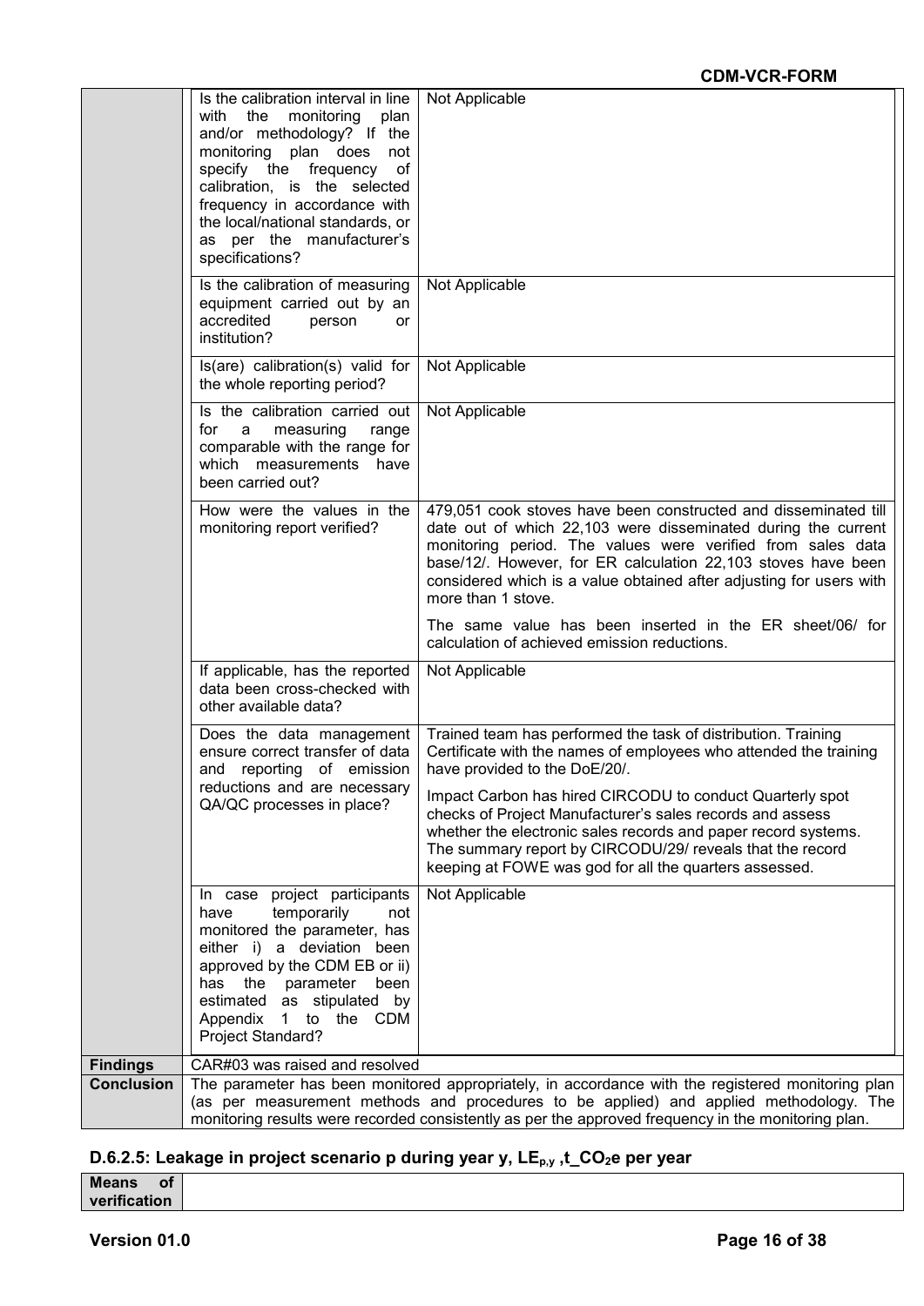| | | |
|---|---|---|
| | Is the calibration interval in line with the monitoring plan and/or methodology? If the monitoring plan does not specify the frequency of calibration, is the selected frequency in accordance with the local/national standards, or as per the manufacturer's specifications? | Not Applicable |
| | Is the calibration of measuring equipment carried out by an accredited person or institution? | Not Applicable |
| | Is(are) calibration(s) valid for the whole reporting period? | Not Applicable |
| | Is the calibration carried out for a measuring range comparable with the range for which measurements have been carried out? | Not Applicable |
| | How were the values in the monitoring report verified? | 479,051 cook stoves have been constructed and disseminated till date out of which 22,103 were disseminated during the current monitoring period. The values were verified from sales data base/12/. However, for ER calculation 22,103 stoves have been considered which is a value obtained after adjusting for users with more than 1 stove.<br><br>The same value has been inserted in the ER sheet/06/ for calculation of achieved emission reductions. |
| | If applicable, has the reported data been cross-checked with other available data? | Not Applicable |
| | Does the data management ensure correct transfer of data and reporting of emission reductions and are necessary QA/QC processes in place? | Trained team has performed the task of distribution. Training Certificate with the names of employees who attended the training have provided to the DoE/20/.<br><br>Impact Carbon has hired CIRCODU to conduct Quarterly spot checks of Project Manufacturer's sales records and assess whether the electronic sales records and paper record systems. The summary report by CIRCODU/29/ reveals that the record keeping at FOWE was god for all the quarters assessed. |
| | In case project participants have temporarily not monitored the parameter, has either i) a deviation been approved by the CDM EB or ii) has the parameter been estimated as stipulated by Appendix 1 to the CDM Project Standard? | Not Applicable |
| **Findings** | CAR#03 was raised and resolved | |
| **Conclusion** | The parameter has been monitored appropriately, in accordance with the registered monitoring plan (as per measurement methods and procedures to be applied) and applied methodology. The monitoring results were recorded consistently as per the approved frequency in the monitoring plan. | |

## D.6.2.5: Leakage in project scenario p during year y, $LE_{p,y}$ ,t_$CO_2$e per year

| | |
|---|---|
| **Means of verification** | |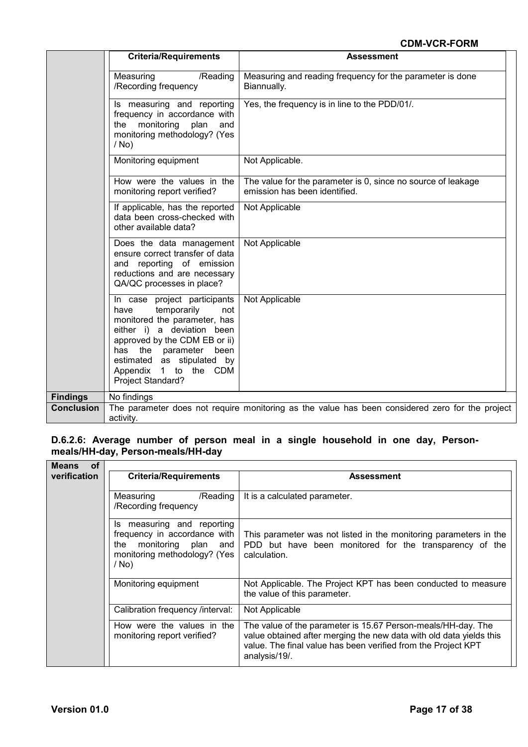| | Criteria/Requirements | Assessment |
|---|---|---|
| | Measuring /Reading /Recording frequency | Measuring and reading frequency for the parameter is done Biannually. |
| | Is measuring and reporting frequency in accordance with the monitoring plan and monitoring methodology? (Yes / No) | Yes, the frequency is in line to the PDD/01/. |
| | Monitoring equipment | Not Applicable. |
| | How were the values in the monitoring report verified? | The value for the parameter is 0, since no source of leakage emission has been identified. |
| | If applicable, has the reported data been cross-checked with other available data? | Not Applicable |
| | Does the data management ensure correct transfer of data and reporting of emission reductions and are necessary QA/QC processes in place? | Not Applicable |
| | In case project participants have temporarily not monitored the parameter, has either i) a deviation been approved by the CDM EB or ii) has the parameter been estimated as stipulated by Appendix 1 to the CDM Project Standard? | Not Applicable |
| **Findings** | No findings | |
| **Conclusion** | The parameter does not require monitoring as the value has been considered zero for the project activity. | |

### D.6.2.6: Average number of person meal in a single household in one day, Person-meals/HH-day, Person-meals/HH-day

| **Means of verification** | Criteria/Requirements | Assessment |
|---|---|---|
| | Measuring /Reading /Recording frequency | It is a calculated parameter. |
| | Is measuring and reporting frequency in accordance with the monitoring plan and monitoring methodology? (Yes / No) | This parameter was not listed in the monitoring parameters in the PDD but have been monitored for the transparency of the calculation. |
| | Monitoring equipment | Not Applicable. The Project KPT has been conducted to measure the value of this parameter. |
| | Calibration frequency /interval: | Not Applicable |
| | How were the values in the monitoring report verified? | The value of the parameter is 15.67 Person-meals/HH-day. The value obtained after merging the new data with old data yields this value. The final value has been verified from the Project KPT analysis/19/. |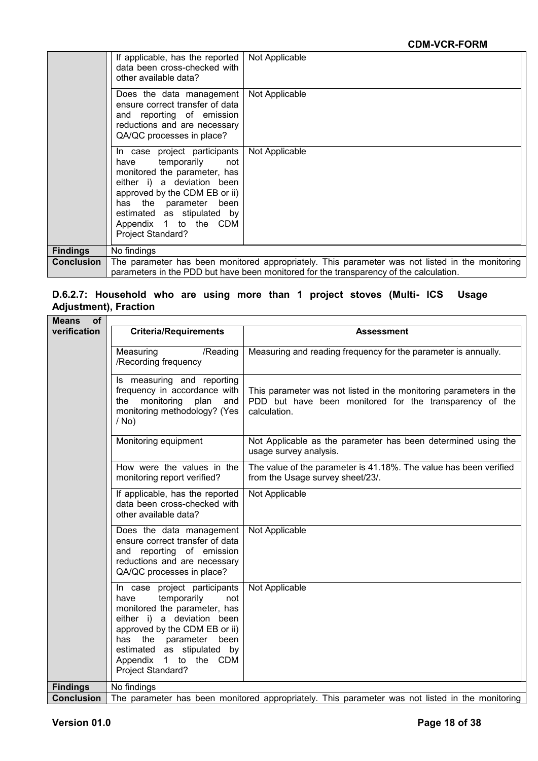| | Criteria/Requirements | Assessment |
|---|---|---|
| | If applicable, has the reported data been cross-checked with other available data? | Not Applicable |
| | Does the data management ensure correct transfer of data and reporting of emission reductions and are necessary QA/QC processes in place? | Not Applicable |
| | In case project participants have temporarily not monitored the parameter, has either i) a deviation been approved by the CDM EB or ii) has the parameter been estimated as stipulated by Appendix 1 to the CDM Project Standard? | Not Applicable |
| **Findings** | No findings | |
| **Conclusion** | The parameter has been monitored appropriately. This parameter was not listed in the monitoring parameters in the PDD but have been monitored for the transparency of the calculation. | |

### D.6.2.7: Household who are using more than 1 project stoves (Multi- ICS Usage Adjustment), Fraction

| **Means of verification** | **Criteria/Requirements** | **Assessment** |
|---|---|---|
| | Measuring /Reading /Recording frequency | Measuring and reading frequency for the parameter is annually. |
| | Is measuring and reporting frequency in accordance with the monitoring plan and monitoring methodology? (Yes / No) | This parameter was not listed in the monitoring parameters in the PDD but have been monitored for the transparency of the calculation. |
| | Monitoring equipment | Not Applicable as the parameter has been determined using the usage survey analysis. |
| | How were the values in the monitoring report verified? | The value of the parameter is 41.18%. The value has been verified from the Usage survey sheet/23/. |
| | If applicable, has the reported data been cross-checked with other available data? | Not Applicable |
| | Does the data management ensure correct transfer of data and reporting of emission reductions and are necessary QA/QC processes in place? | Not Applicable |
| | In case project participants have temporarily not monitored the parameter, has either i) a deviation been approved by the CDM EB or ii) has the parameter been estimated as stipulated by Appendix 1 to the CDM Project Standard? | Not Applicable |
| **Findings** | No findings | |
| **Conclusion** | The parameter has been monitored appropriately. This parameter was not listed in the monitoring | |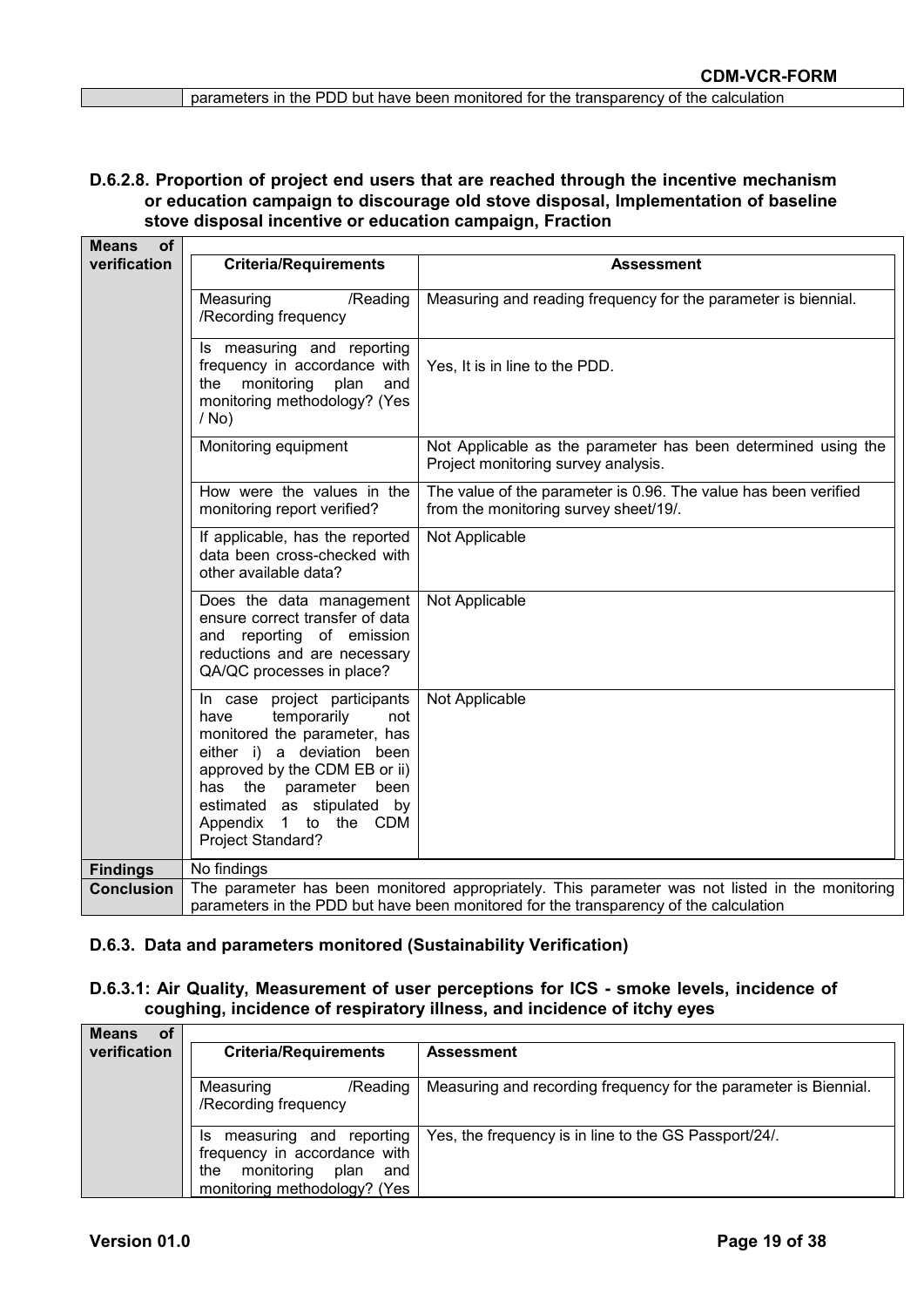| | parameters in the PDD but have been monitored for the transparency of the calculation |
|---|---|

### D.6.2.8. Proportion of project end users that are reached through the incentive mechanism or education campaign to discourage old stove disposal, Implementation of baseline stove disposal incentive or education campaign, Fraction

| Means of verification | Criteria/Requirements | Assessment |
|---|---|---|
| | Measuring /Reading /Recording frequency | Measuring and reading frequency for the parameter is biennial. |
| | Is measuring and reporting frequency in accordance with the monitoring plan and monitoring methodology? (Yes / No) | Yes, It is in line to the PDD. |
| | Monitoring equipment | Not Applicable as the parameter has been determined using the Project monitoring survey analysis. |
| | How were the values in the monitoring report verified? | The value of the parameter is 0.96. The value has been verified from the monitoring survey sheet/19/. |
| | If applicable, has the reported data been cross-checked with other available data? | Not Applicable |
| | Does the data management ensure correct transfer of data and reporting of emission reductions and are necessary QA/QC processes in place? | Not Applicable |
| | In case project participants have temporarily not monitored the parameter, has either i) a deviation been approved by the CDM EB or ii) has the parameter been estimated as stipulated by Appendix 1 to the CDM Project Standard? | Not Applicable |
| **Findings** | No findings | |
| **Conclusion** | The parameter has been monitored appropriately. This parameter was not listed in the monitoring parameters in the PDD but have been monitored for the transparency of the calculation | |

## D.6.3. Data and parameters monitored (Sustainability Verification)

### D.6.3.1: Air Quality, Measurement of user perceptions for ICS - smoke levels, incidence of coughing, incidence of respiratory illness, and incidence of itchy eyes

| Means of verification | Criteria/Requirements | Assessment |
|---|---|---|
| | Measuring /Reading /Recording frequency | Measuring and recording frequency for the parameter is Biennial. |
| | Is measuring and reporting frequency in accordance with the monitoring plan and monitoring methodology? (Yes | Yes, the frequency is in line to the GS Passport/24/. |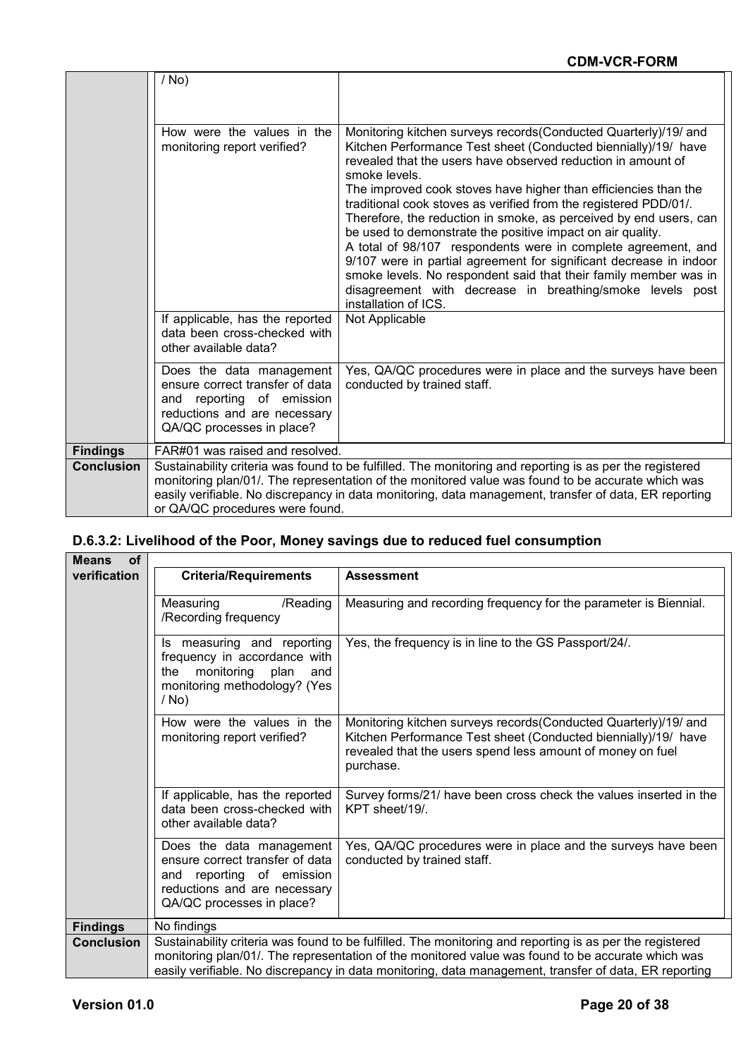| | Criteria/Requirements | Assessment |
|---|---|---|
| | / No) | |
| | How were the values in the monitoring report verified? | Monitoring kitchen surveys records(Conducted Quarterly)/19/ and Kitchen Performance Test sheet (Conducted biennially)/19/ have revealed that the users have observed reduction in amount of smoke levels.<br>The improved cook stoves have higher than efficiencies than the traditional cook stoves as verified from the registered PDD/01/.<br>Therefore, the reduction in smoke, as perceived by end users, can be used to demonstrate the positive impact on air quality.<br>A total of 98/107 respondents were in complete agreement, and 9/107 were in partial agreement for significant decrease in indoor smoke levels. No respondent said that their family member was in disagreement with decrease in breathing/smoke levels post installation of ICS. |
| | If applicable, has the reported data been cross-checked with other available data? | Not Applicable |
| | Does the data management ensure correct transfer of data and reporting of emission reductions and are necessary QA/QC processes in place? | Yes, QA/QC procedures were in place and the surveys have been conducted by trained staff. |
| **Findings** | FAR#01 was raised and resolved. | |
| **Conclusion** | Sustainability criteria was found to be fulfilled. The monitoring and reporting is as per the registered monitoring plan/01/. The representation of the monitored value was found to be accurate which was easily verifiable. No discrepancy in data monitoring, data management, transfer of data, ER reporting or QA/QC procedures were found. | |

### D.6.3.2: Livelihood of the Poor, Money savings due to reduced fuel consumption

| **Means of verification** | **Criteria/Requirements** | **Assessment** |
|---|---|---|
| | Measuring /Reading /Recording frequency | Measuring and recording frequency for the parameter is Biennial. |
| | Is measuring and reporting frequency in accordance with the monitoring plan and monitoring methodology? (Yes / No) | Yes, the frequency is in line to the GS Passport/24/. |
| | How were the values in the monitoring report verified? | Monitoring kitchen surveys records(Conducted Quarterly)/19/ and Kitchen Performance Test sheet (Conducted biennially)/19/ have revealed that the users spend less amount of money on fuel purchase. |
| | If applicable, has the reported data been cross-checked with other available data? | Survey forms/21/ have been cross check the values inserted in the KPT sheet/19/. |
| | Does the data management ensure correct transfer of data and reporting of emission reductions and are necessary QA/QC processes in place? | Yes, QA/QC procedures were in place and the surveys have been conducted by trained staff. |
| **Findings** | No findings | |
| **Conclusion** | Sustainability criteria was found to be fulfilled. The monitoring and reporting is as per the registered monitoring plan/01/. The representation of the monitored value was found to be accurate which was easily verifiable. No discrepancy in data monitoring, data management, transfer of data, ER reporting | |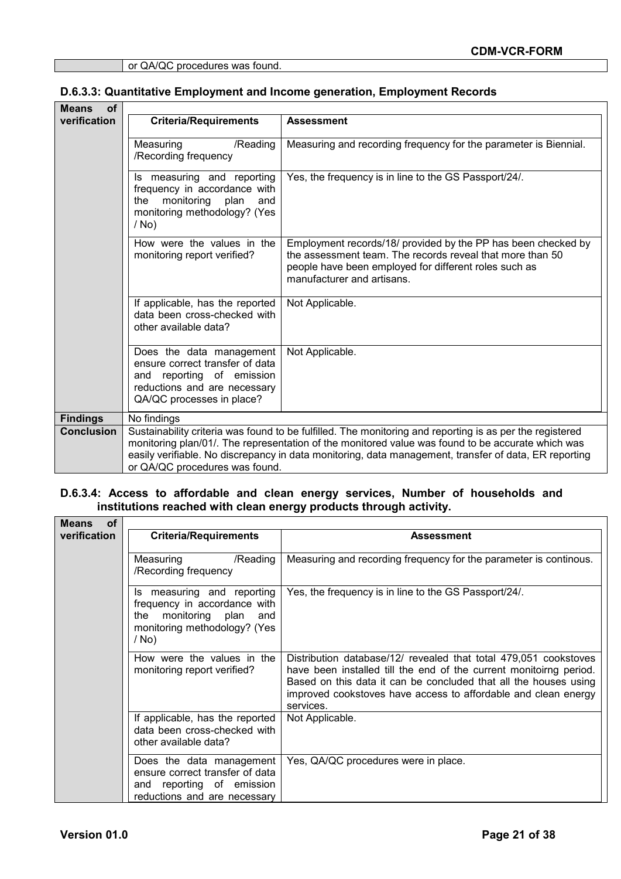| | or QA/QC procedures was found. |
|---|---|

### D.6.3.3: Quantitative Employment and Income generation, Employment Records

| Means of verification | Criteria/Requirements | Assessment |
|---|---|---|
| | Measuring /Reading /Recording frequency | Measuring and recording frequency for the parameter is Biennial. |
| | Is measuring and reporting frequency in accordance with the monitoring plan and monitoring methodology? (Yes / No) | Yes, the frequency is in line to the GS Passport/24/. |
| | How were the values in the monitoring report verified? | Employment records/18/ provided by the PP has been checked by the assessment team. The records reveal that more than 50 people have been employed for different roles such as manufacturer and artisans. |
| | If applicable, has the reported data been cross-checked with other available data? | Not Applicable. |
| | Does the data management ensure correct transfer of data and reporting of emission reductions and are necessary QA/QC processes in place? | Not Applicable. |
| **Findings** | No findings | |
| **Conclusion** | Sustainability criteria was found to be fulfilled. The monitoring and reporting is as per the registered monitoring plan/01/. The representation of the monitored value was found to be accurate which was easily verifiable. No discrepancy in data monitoring, data management, transfer of data, ER reporting or QA/QC procedures was found. | |

### D.6.3.4: Access to affordable and clean energy services, Number of households and institutions reached with clean energy products through activity.

| Means of verification | Criteria/Requirements | Assessment |
|---|---|---|
| | Measuring /Reading /Recording frequency | Measuring and recording frequency for the parameter is continous. |
| | Is measuring and reporting frequency in accordance with the monitoring plan and monitoring methodology? (Yes / No) | Yes, the frequency is in line to the GS Passport/24/. |
| | How were the values in the monitoring report verified? | Distribution database/12/ revealed that total 479,051 cookstoves have been installed till the end of the current monitoirng period. Based on this data it can be concluded that all the houses using improved cookstoves have access to affordable and clean energy services. |
| | If applicable, has the reported data been cross-checked with other available data? | Not Applicable. |
| | Does the data management ensure correct transfer of data and reporting of emission reductions and are necessary | Yes, QA/QC procedures were in place. |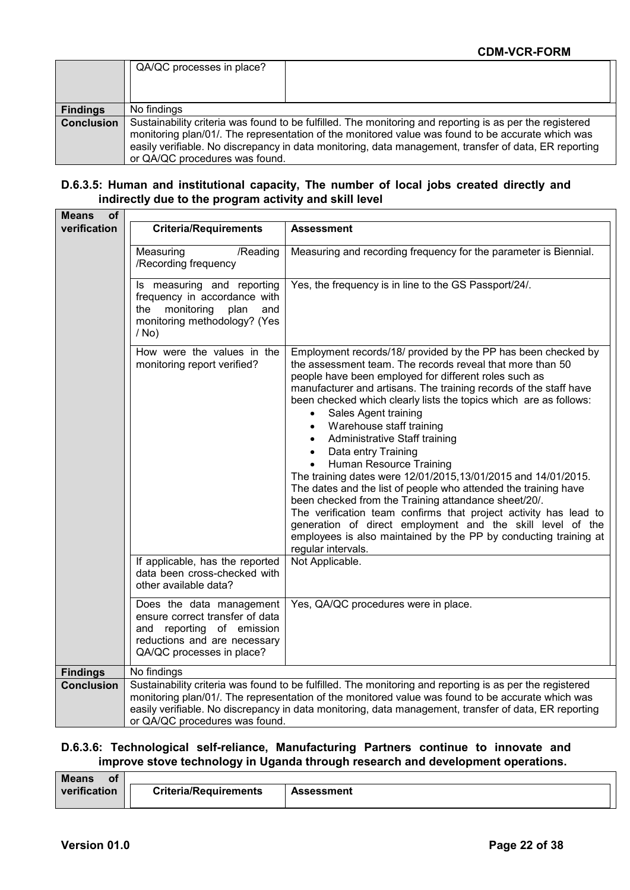| | | |
|---|---|---|
| | QA/QC processes in place? | |
| **Findings** | No findings | |
| **Conclusion** | Sustainability criteria was found to be fulfilled. The monitoring and reporting is as per the registered monitoring plan/01/. The representation of the monitored value was found to be accurate which was easily verifiable. No discrepancy in data monitoring, data management, transfer of data, ER reporting or QA/QC procedures was found. | |

### D.6.3.5: Human and institutional capacity, The number of local jobs created directly and indirectly due to the program activity and skill level

| | | |
|---|---|---|
| **Means of verification** | **Criteria/Requirements** | **Assessment** |
| | Measuring /Reading /Recording frequency | Measuring and recording frequency for the parameter is Biennial. |
| | Is measuring and reporting frequency in accordance with the monitoring plan and monitoring methodology? (Yes / No) | Yes, the frequency is in line to the GS Passport/24/. |
| | How were the values in the monitoring report verified? | Employment records/18/ provided by the PP has been checked by the assessment team. The records reveal that more than 50 people have been employed for different roles such as manufacturer and artisans. The training records of the staff have been checked which clearly lists the topics which are as follows:<br>• Sales Agent training<br>• Warehouse staff training<br>• Administrative Staff training<br>• Data entry Training<br>• Human Resource Training<br>The training dates were 12/01/2015,13/01/2015 and 14/01/2015. The dates and the list of people who attended the training have been checked from the Training attandance sheet/20/.<br>The verification team confirms that project activity has lead to generation of direct employment and the skill level of the employees is also maintained by the PP by conducting training at regular intervals. |
| | If applicable, has the reported data been cross-checked with other available data? | Not Applicable. |
| | Does the data management ensure correct transfer of data and reporting of emission reductions and are necessary QA/QC processes in place? | Yes, QA/QC procedures were in place. |
| **Findings** | No findings | |
| **Conclusion** | Sustainability criteria was found to be fulfilled. The monitoring and reporting is as per the registered monitoring plan/01/. The representation of the monitored value was found to be accurate which was easily verifiable. No discrepancy in data monitoring, data management, transfer of data, ER reporting or QA/QC procedures was found. | |

### D.6.3.6: Technological self-reliance, Manufacturing Partners continue to innovate and improve stove technology in Uganda through research and development operations.

| | | |
|---|---|---|
| **Means of verification** | **Criteria/Requirements** | **Assessment** |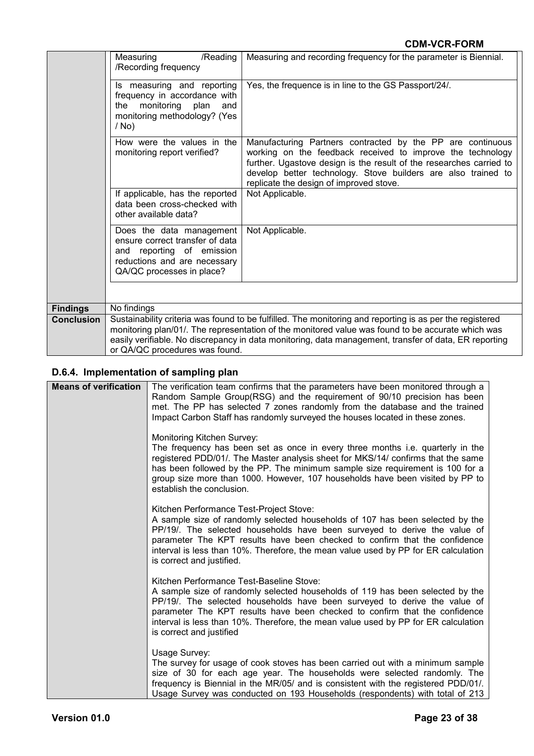| | | |
|---|---|---|
| | Measuring /Reading /Recording frequency | Measuring and recording frequency for the parameter is Biennial. |
| | Is measuring and reporting frequency in accordance with the monitoring plan and monitoring methodology? (Yes / No) | Yes, the frequence is in line to the GS Passport/24/. |
| | How were the values in the monitoring report verified? | Manufacturing Partners contracted by the PP are continuous working on the feedback received to improve the technology further. Ugastove design is the result of the researches carried to develop better technology. Stove builders are also trained to replicate the design of improved stove. |
| | If applicable, has the reported data been cross-checked with other available data? | Not Applicable. |
| | Does the data management ensure correct transfer of data and reporting of emission reductions and are necessary QA/QC processes in place? | Not Applicable. |
| **Findings** | No findings | |
| **Conclusion** | Sustainability criteria was found to be fulfilled. The monitoring and reporting is as per the registered monitoring plan/01/. The representation of the monitored value was found to be accurate which was easily verifiable. No discrepancy in data monitoring, data management, transfer of data, ER reporting or QA/QC procedures was found. | |

### D.6.4. Implementation of sampling plan

| | |
|---|---|
| **Means of verification** | The verification team confirms that the parameters have been monitored through a Random Sample Group(RSG) and the requirement of 90/10 precision has been met. The PP has selected 7 zones randomly from the database and the trained Impact Carbon Staff has randomly surveyed the houses located in these zones.<br><br>Monitoring Kitchen Survey:<br>The frequency has been set as once in every three months i.e. quarterly in the registered PDD/01/. The Master analysis sheet for MKS/14/ confirms that the same has been followed by the PP. The minimum sample size requirement is 100 for a group size more than 1000. However, 107 households have been visited by PP to establish the conclusion.<br><br>Kitchen Performance Test-Project Stove:<br>A sample size of randomly selected households of 107 has been selected by the PP/19/. The selected households have been surveyed to derive the value of parameter The KPT results have been checked to confirm that the confidence interval is less than 10%. Therefore, the mean value used by PP for ER calculation is correct and justified.<br><br>Kitchen Performance Test-Baseline Stove:<br>A sample size of randomly selected households of 119 has been selected by the PP/19/. The selected households have been surveyed to derive the value of parameter The KPT results have been checked to confirm that the confidence interval is less than 10%. Therefore, the mean value used by PP for ER calculation is correct and justified<br><br>Usage Survey:<br>The survey for usage of cook stoves has been carried out with a minimum sample size of 30 for each age year. The households were selected randomly. The frequency is Biennial in the MR/05/ and is consistent with the registered PDD/01/. Usage Survey was conducted on 193 Households (respondents) with total of 213 |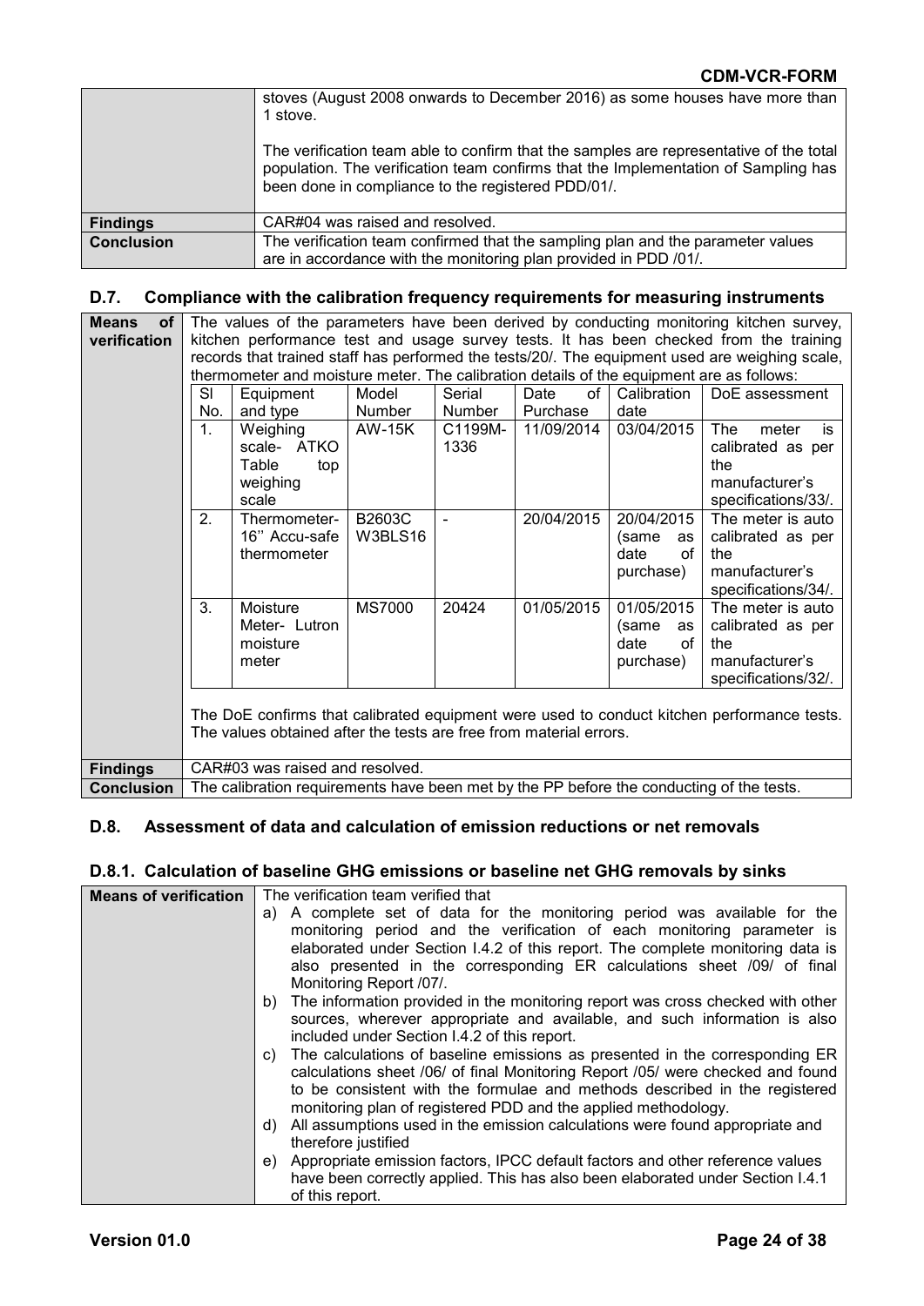| | stoves (August 2008 onwards to December 2016) as some houses have more than 1 stove.<br><br>The verification team able to confirm that the samples are representative of the total population. The verification team confirms that the Implementation of Sampling has been done in compliance to the registered PDD/01/. |
|---|---|
| **Findings** | CAR#04 was raised and resolved. |
| **Conclusion** | The verification team confirmed that the sampling plan and the parameter values are in accordance with the monitoring plan provided in PDD /01/. |

## D.7. Compliance with the calibration frequency requirements for measuring instruments

**Means of verification**

The values of the parameters have been derived by conducting monitoring kitchen survey, kitchen performance test and usage survey tests. It has been checked from the training records that trained staff has performed the tests/20/. The equipment used are weighing scale, thermometer and moisture meter. The calibration details of the equipment are as follows:

| Sl No. | Equipment and type | Model Number | Serial Number | Date of Purchase | Calibration date | DoE assessment |
|---|---|---|---|---|---|---|
| 1. | Weighing scale- ATKO Table top weighing scale | AW-15K | C1199M-1336 | 11/09/2014 | 03/04/2015 | The meter is calibrated as per the manufacturer's specifications/33/. |
| 2. | Thermometer- 16'' Accu-safe thermometer | B2603C W3BLS16 | - | 20/04/2015 | 20/04/2015 (same as date of purchase) | The meter is auto calibrated as per the manufacturer's specifications/34/. |
| 3. | Moisture Meter- Lutron moisture meter | MS7000 | 20424 | 01/05/2015 | 01/05/2015 (same as date of purchase) | The meter is auto calibrated as per the manufacturer's specifications/32/. |

The DoE confirms that calibrated equipment were used to conduct kitchen performance tests. The values obtained after the tests are free from material errors.

**Findings**: CAR#03 was raised and resolved.

**Conclusion**: The calibration requirements have been met by the PP before the conducting of the tests.

## D.8. Assessment of data and calculation of emission reductions or net removals

### D.8.1. Calculation of baseline GHG emissions or baseline net GHG removals by sinks

**Means of verification**

The verification team verified that

a) A complete set of data for the monitoring period was available for the monitoring period and the verification of each monitoring parameter is elaborated under Section I.4.2 of this report. The complete monitoring data is also presented in the corresponding ER calculations sheet /09/ of final Monitoring Report /07/.
b) The information provided in the monitoring report was cross checked with other sources, wherever appropriate and available, and such information is also included under Section I.4.2 of this report.
c) The calculations of baseline emissions as presented in the corresponding ER calculations sheet /06/ of final Monitoring Report /05/ were checked and found to be consistent with the formulae and methods described in the registered monitoring plan of registered PDD and the applied methodology.
d) All assumptions used in the emission calculations were found appropriate and therefore justified
e) Appropriate emission factors, IPCC default factors and other reference values have been correctly applied. This has also been elaborated under Section I.4.1 of this report.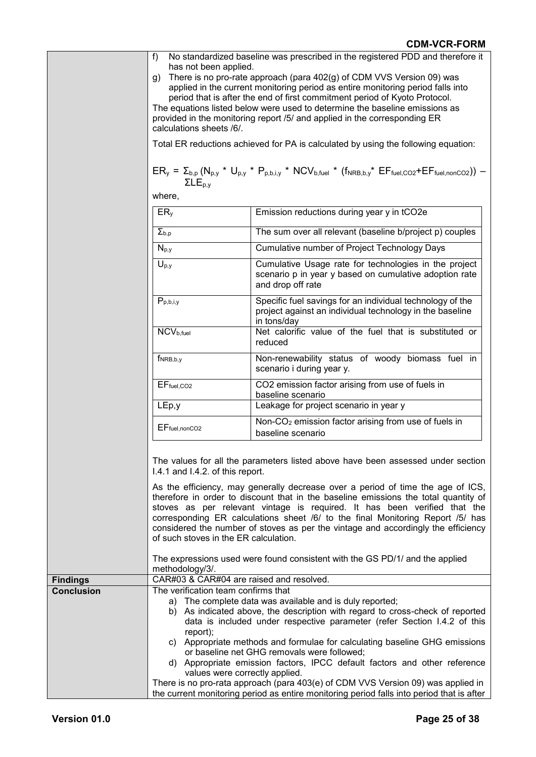| | |
|---|---|
| | f) No standardized baseline was prescribed in the registered PDD and therefore it has not been applied.<br>g) There is no pro-rate approach (para 402(g) of CDM VVS Version 09) was applied in the current monitoring period as entire monitoring period falls into period that is after the end of first commitment period of Kyoto Protocol.<br>The equations listed below were used to determine the baseline emissions as provided in the monitoring report /5/ and applied in the corresponding ER calculations sheets /6/.<br><br>Total ER reductions achieved for PA is calculated by using the following equation:<br><br>$ER_y = \Sigma_{b,p} (N_{p,y} * U_{p,y} * P_{p,b,i,y} * NCV_{b,fuel} * (f_{NRB,b,y} * EF_{fuel,CO2} + EF_{fuel,nonCO2})) - \Sigma LE_{p,y}$<br><br>where,<br><br>$ER_y$ – Emission reductions during year y in tCO2e<br>$\Sigma_{b,p}$ – The sum over all relevant (baseline b/project p) couples<br>$N_{p,y}$ – Cumulative number of Project Technology Days<br>$U_{p,y}$ – Cumulative Usage rate for technologies in the project scenario p in year y based on cumulative adoption rate and drop off rate<br>$P_{p,b,i,y}$ – Specific fuel savings for an individual technology of the project against an individual technology in the baseline in tons/day<br>$NCV_{b,fuel}$ – Net calorific value of the fuel that is substituted or reduced<br>$f_{NRB,b,y}$ – Non-renewability status of woody biomass fuel in scenario i during year y.<br>$EF_{fuel,CO2}$ – $CO_2$ emission factor arising from use of fuels in baseline scenario<br>$LE_{p,y}$ – Leakage for project scenario in year y<br>$EF_{fuel,nonCO2}$ – Non-$CO_2$ emission factor arising from use of fuels in baseline scenario<br><br>The values for all the parameters listed above have been assessed under section I.4.1 and I.4.2. of this report.<br><br>As the efficiency, may generally decrease over a period of time the age of ICS, therefore in order to discount that in the baseline emissions the total quantity of stoves as per relevant vintage is required. It has been verified that the corresponding ER calculations sheet /6/ to the final Monitoring Report /5/ has considered the number of stoves as per the vintage and accordingly the efficiency of such stoves in the ER calculation.<br><br>The expressions used were found consistent with the GS PD/1/ and the applied methodology/3/. |
| **Findings** | CAR#03 & CAR#04 are raised and resolved. |
| **Conclusion** | The verification team confirms that<br>a) The complete data was available and is duly reported;<br>b) As indicated above, the description with regard to cross-check of reported data is included under respective parameter (refer Section I.4.2 of this report);<br>c) Appropriate methods and formulae for calculating baseline GHG emissions or baseline net GHG removals were followed;<br>d) Appropriate emission factors, IPCC default factors and other reference values were correctly applied.<br>There is no pro-rata approach (para 403(e) of CDM VVS Version 09) was applied in the current monitoring period as entire monitoring period falls into period that is after |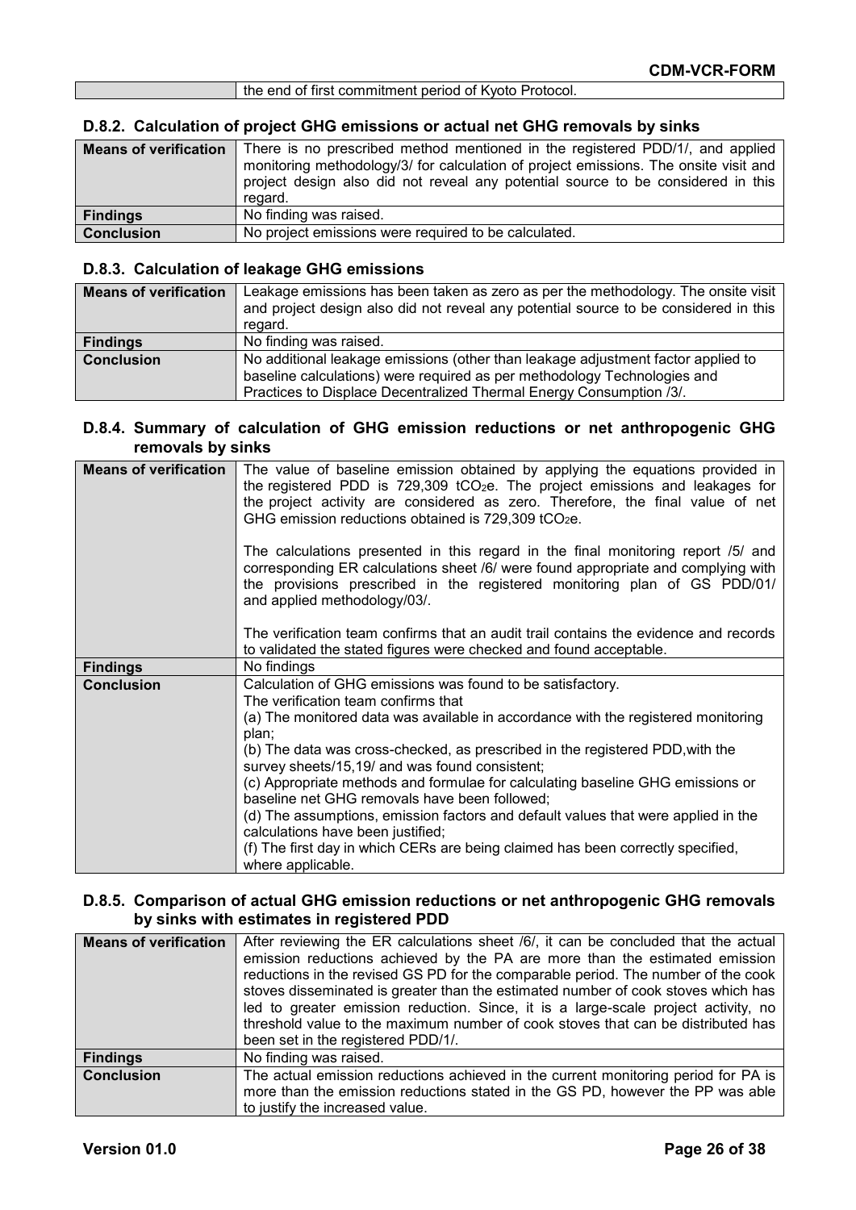| | the end of first commitment period of Kyoto Protocol. |
|---|---|

### D.8.2. Calculation of project GHG emissions or actual net GHG removals by sinks

| **Means of verification** | There is no prescribed method mentioned in the registered PDD/1/, and applied monitoring methodology/3/ for calculation of project emissions. The onsite visit and project design also did not reveal any potential source to be considered in this regard. |
|---|---|
| **Findings** | No finding was raised. |
| **Conclusion** | No project emissions were required to be calculated. |

### D.8.3. Calculation of leakage GHG emissions

| **Means of verification** | Leakage emissions has been taken as zero as per the methodology. The onsite visit and project design also did not reveal any potential source to be considered in this regard. |
|---|---|
| **Findings** | No finding was raised. |
| **Conclusion** | No additional leakage emissions (other than leakage adjustment factor applied to baseline calculations) were required as per methodology Technologies and Practices to Displace Decentralized Thermal Energy Consumption /3/. |

### D.8.4. Summary of calculation of GHG emission reductions or net anthropogenic GHG removals by sinks

| **Means of verification** | The value of baseline emission obtained by applying the equations provided in the registered PDD is 729,309 $tCO_2e$. The project emissions and leakages for the project activity are considered as zero. Therefore, the final value of net GHG emission reductions obtained is 729,309 $tCO_2e$.<br><br>The calculations presented in this regard in the final monitoring report /5/ and corresponding ER calculations sheet /6/ were found appropriate and complying with the provisions prescribed in the registered monitoring plan of GS PDD/01/ and applied methodology/03/.<br><br>The verification team confirms that an audit trail contains the evidence and records to validated the stated figures were checked and found acceptable. |
|---|---|
| **Findings** | No findings |
| **Conclusion** | Calculation of GHG emissions was found to be satisfactory.<br>The verification team confirms that<br>(a) The monitored data was available in accordance with the registered monitoring plan;<br>(b) The data was cross-checked, as prescribed in the registered PDD,with the survey sheets/15,19/ and was found consistent;<br>(c) Appropriate methods and formulae for calculating baseline GHG emissions or baseline net GHG removals have been followed;<br>(d) The assumptions, emission factors and default values that were applied in the calculations have been justified;<br>(f) The first day in which CERs are being claimed has been correctly specified, where applicable. |

### D.8.5. Comparison of actual GHG emission reductions or net anthropogenic GHG removals by sinks with estimates in registered PDD

| **Means of verification** | After reviewing the ER calculations sheet /6/, it can be concluded that the actual emission reductions achieved by the PA are more than the estimated emission reductions in the revised GS PD for the comparable period. The number of the cook stoves disseminated is greater than the estimated number of cook stoves which has led to greater emission reduction. Since, it is a large-scale project activity, no threshold value to the maximum number of cook stoves that can be distributed has been set in the registered PDD/1/. |
|---|---|
| **Findings** | No finding was raised. |
| **Conclusion** | The actual emission reductions achieved in the current monitoring period for PA is more than the emission reductions stated in the GS PD, however the PP was able to justify the increased value. |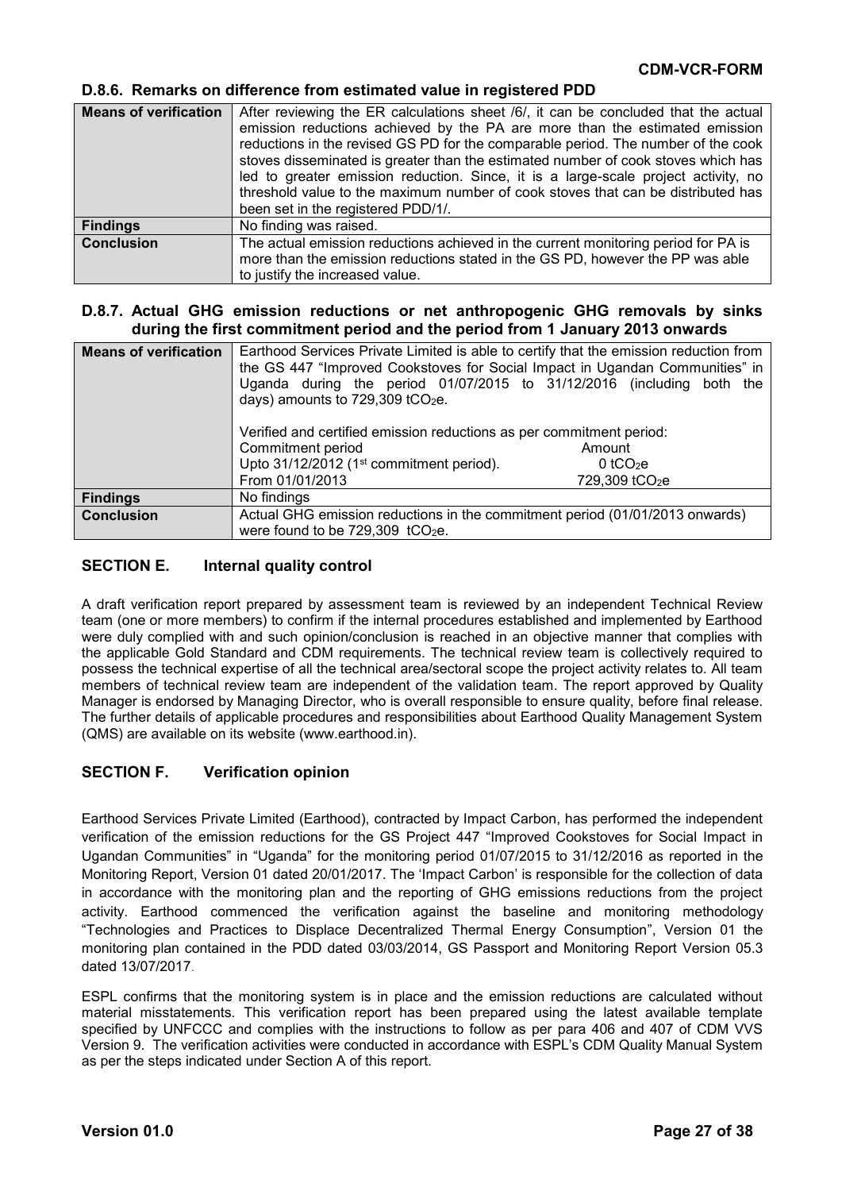### D.8.6. Remarks on difference from estimated value in registered PDD

| | |
|---|---|
| **Means of verification** | After reviewing the ER calculations sheet /6/, it can be concluded that the actual emission reductions achieved by the PA are more than the estimated emission reductions in the revised GS PD for the comparable period. The number of the cook stoves disseminated is greater than the estimated number of cook stoves which has led to greater emission reduction. Since, it is a large-scale project activity, no threshold value to the maximum number of cook stoves that can be distributed has been set in the registered PDD/1/. |
| **Findings** | No finding was raised. |
| **Conclusion** | The actual emission reductions achieved in the current monitoring period for PA is more than the emission reductions stated in the GS PD, however the PP was able to justify the increased value. |

### D.8.7. Actual GHG emission reductions or net anthropogenic GHG removals by sinks during the first commitment period and the period from 1 January 2013 onwards

| | |
|---|---|
| **Means of verification** | Earthood Services Private Limited is able to certify that the emission reduction from the GS 447 "Improved Cookstoves for Social Impact in Ugandan Communities" in Uganda during the period 01/07/2015 to 31/12/2016 (including both the days) amounts to 729,309 $tCO_2e$.<br><br>Verified and certified emission reductions as per commitment period:<br>Commitment period — Amount<br>Upto 31/12/2012 (1st commitment period). — 0 $tCO_2e$<br>From 01/01/2013 — 729,309 $tCO_2e$ |
| **Findings** | No findings |
| **Conclusion** | Actual GHG emission reductions in the commitment period (01/01/2013 onwards) were found to be 729,309 $tCO_2e$. |

## SECTION E. Internal quality control

A draft verification report prepared by assessment team is reviewed by an independent Technical Review team (one or more members) to confirm if the internal procedures established and implemented by Earthood were duly complied with and such opinion/conclusion is reached in an objective manner that complies with the applicable Gold Standard and CDM requirements. The technical review team is collectively required to possess the technical expertise of all the technical area/sectoral scope the project activity relates to. All team members of technical review team are independent of the validation team. The report approved by Quality Manager is endorsed by Managing Director, who is overall responsible to ensure quality, before final release. The further details of applicable procedures and responsibilities about Earthood Quality Management System (QMS) are available on its website (www.earthood.in).

## SECTION F. Verification opinion

Earthood Services Private Limited (Earthood), contracted by Impact Carbon, has performed the independent verification of the emission reductions for the GS Project 447 "Improved Cookstoves for Social Impact in Ugandan Communities" in "Uganda" for the monitoring period 01/07/2015 to 31/12/2016 as reported in the Monitoring Report, Version 01 dated 20/01/2017. The 'Impact Carbon' is responsible for the collection of data in accordance with the monitoring plan and the reporting of GHG emissions reductions from the project activity. Earthood commenced the verification against the baseline and monitoring methodology "Technologies and Practices to Displace Decentralized Thermal Energy Consumption", Version 01 the monitoring plan contained in the PDD dated 03/03/2014, GS Passport and Monitoring Report Version 05.3 dated 13/07/2017.

ESPL confirms that the monitoring system is in place and the emission reductions are calculated without material misstatements. This verification report has been prepared using the latest available template specified by UNFCCC and complies with the instructions to follow as per para 406 and 407 of CDM VVS Version 9. The verification activities were conducted in accordance with ESPL's CDM Quality Manual System as per the steps indicated under Section A of this report.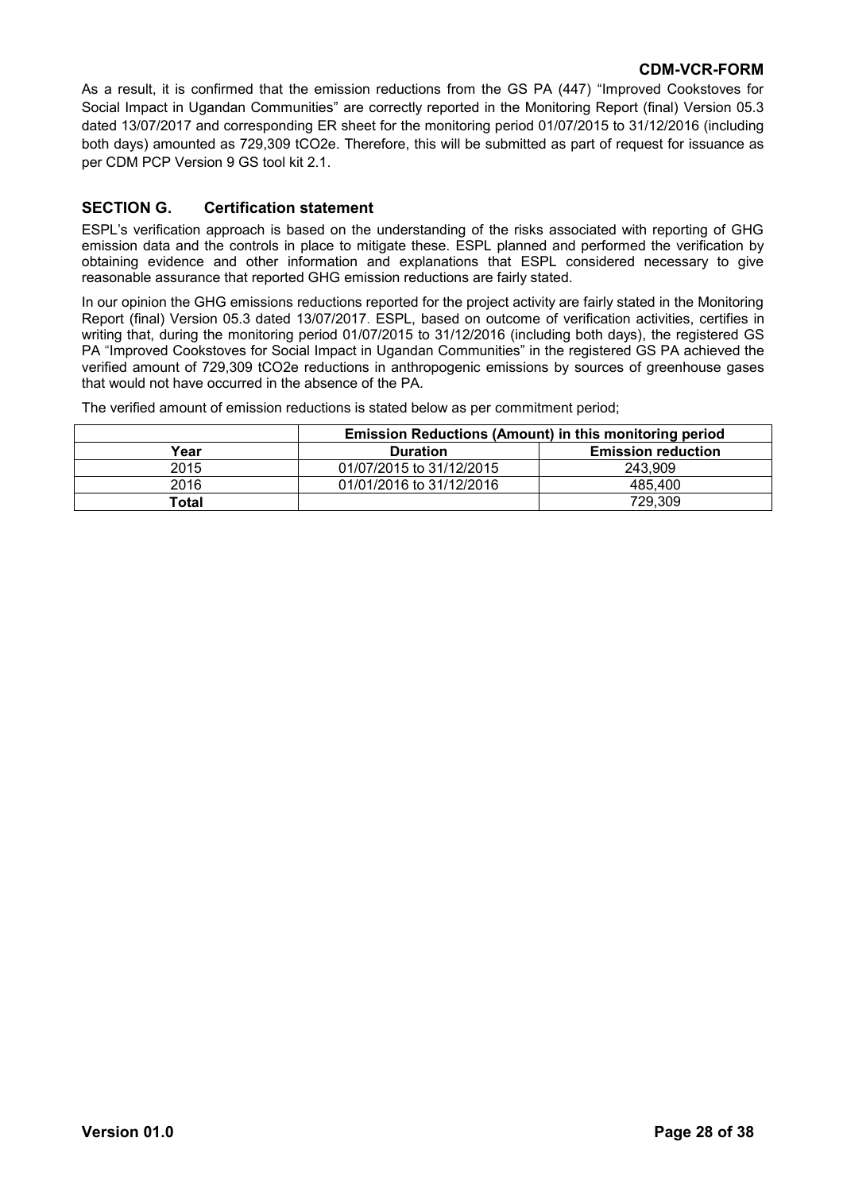As a result, it is confirmed that the emission reductions from the GS PA (447) "Improved Cookstoves for Social Impact in Ugandan Communities" are correctly reported in the Monitoring Report (final) Version 05.3 dated 13/07/2017 and corresponding ER sheet for the monitoring period 01/07/2015 to 31/12/2016 (including both days) amounted as 729,309 $tCO_2e$. Therefore, this will be submitted as part of request for issuance as per CDM PCP Version 9 GS tool kit 2.1.

## SECTION G. Certification statement

ESPL's verification approach is based on the understanding of the risks associated with reporting of GHG emission data and the controls in place to mitigate these. ESPL planned and performed the verification by obtaining evidence and other information and explanations that ESPL considered necessary to give reasonable assurance that reported GHG emission reductions are fairly stated.

In our opinion the GHG emissions reductions reported for the project activity are fairly stated in the Monitoring Report (final) Version 05.3 dated 13/07/2017. ESPL, based on outcome of verification activities, certifies in writing that, during the monitoring period 01/07/2015 to 31/12/2016 (including both days), the registered GS PA "Improved Cookstoves for Social Impact in Ugandan Communities" in the registered GS PA achieved the verified amount of 729,309 $tCO_2e$ reductions in anthropogenic emissions by sources of greenhouse gases that would not have occurred in the absence of the PA.

The verified amount of emission reductions is stated below as per commitment period;

| | **Emission Reductions (Amount) in this monitoring period** | |
|---|---|---|
| **Year** | **Duration** | **Emission reduction** |
| 2015 | 01/07/2015 to 31/12/2015 | 243,909 |
| 2016 | 01/01/2016 to 31/12/2016 | 485,400 |
| **Total** | | 729,309 |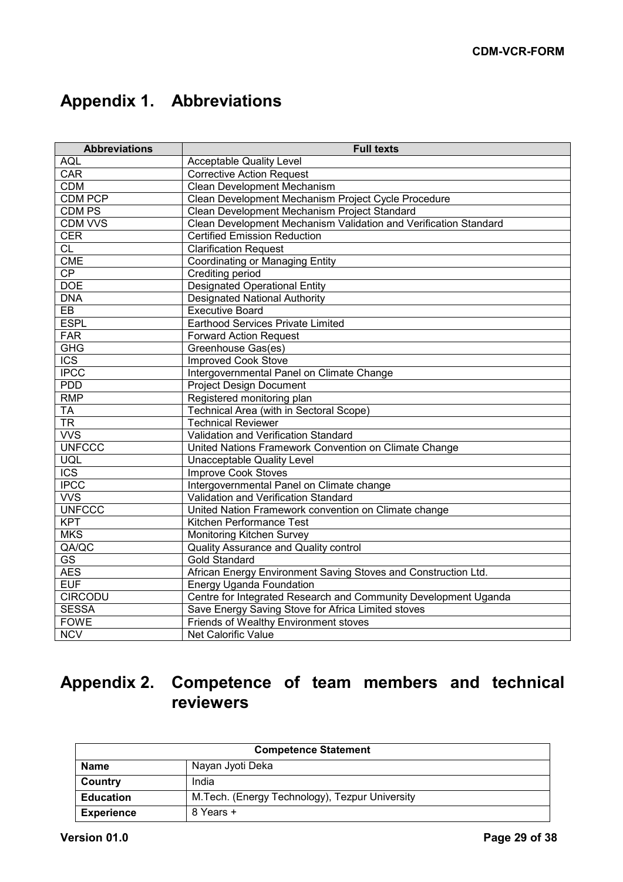# Appendix 1. Abbreviations

| Abbreviations | Full texts |
|---|---|
| AQL | Acceptable Quality Level |
| CAR | Corrective Action Request |
| CDM | Clean Development Mechanism |
| CDM PCP | Clean Development Mechanism Project Cycle Procedure |
| CDM PS | Clean Development Mechanism Project Standard |
| CDM VVS | Clean Development Mechanism Validation and Verification Standard |
| CER | Certified Emission Reduction |
| CL | Clarification Request |
| CME | Coordinating or Managing Entity |
| CP | Crediting period |
| DOE | Designated Operational Entity |
| DNA | Designated National Authority |
| EB | Executive Board |
| ESPL | Earthood Services Private Limited |
| FAR | Forward Action Request |
| GHG | Greenhouse Gas(es) |
| ICS | Improved Cook Stove |
| IPCC | Intergovernmental Panel on Climate Change |
| PDD | Project Design Document |
| RMP | Registered monitoring plan |
| TA | Technical Area (with in Sectoral Scope) |
| TR | Technical Reviewer |
| VVS | Validation and Verification Standard |
| UNFCCC | United Nations Framework Convention on Climate Change |
| UQL | Unacceptable Quality Level |
| ICS | Improve Cook Stoves |
| IPCC | Intergovernmental Panel on Climate change |
| VVS | Validation and Verification Standard |
| UNFCCC | United Nation Framework convention on Climate change |
| KPT | Kitchen Performance Test |
| MKS | Monitoring Kitchen Survey |
| QA/QC | Quality Assurance and Quality control |
| GS | Gold Standard |
| AES | African Energy Environment Saving Stoves and Construction Ltd. |
| EUF | Energy Uganda Foundation |
| CIRCODU | Centre for Integrated Research and Community Development Uganda |
| SESSA | Save Energy Saving Stove for Africa Limited stoves |
| FOWE | Friends of Wealthy Environment stoves |
| NCV | Net Calorific Value |

# Appendix 2. Competence of team members and technical reviewers

| Competence Statement | |
|---|---|
| **Name** | Nayan Jyoti Deka |
| **Country** | India |
| **Education** | M.Tech. (Energy Technology), Tezpur University |
| **Experience** | 8 Years + |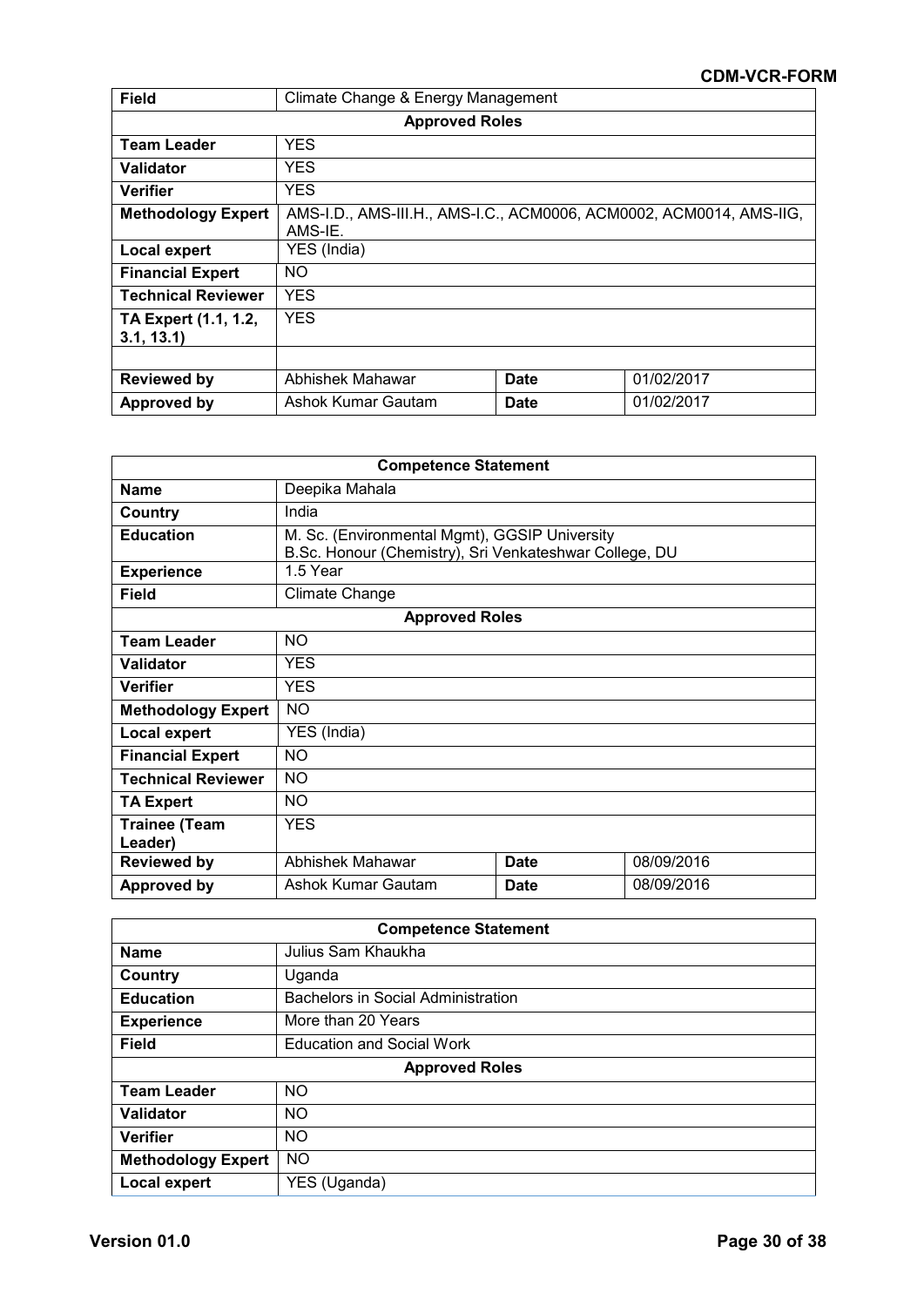| Field | Climate Change & Energy Management | | |
|---|---|---|---|
| **Approved Roles** | | | |
| **Team Leader** | YES | | |
| **Validator** | YES | | |
| **Verifier** | YES | | |
| **Methodology Expert** | AMS-I.D., AMS-III.H., AMS-I.C., ACM0006, ACM0002, ACM0014, AMS-IIG, AMS-IE. | | |
| **Local expert** | YES (India) | | |
| **Financial Expert** | NO | | |
| **Technical Reviewer** | YES | | |
| **TA Expert (1.1, 1.2, 3.1, 13.1)** | YES | | |
| | | | |
| **Reviewed by** | Abhishek Mahawar | **Date** | 01/02/2017 |
| **Approved by** | Ashok Kumar Gautam | **Date** | 01/02/2017 |

| **Competence Statement** | | | |
|---|---|---|---|
| **Name** | Deepika Mahala | | |
| **Country** | India | | |
| **Education** | M. Sc. (Environmental Mgmt), GGSIP University<br>B.Sc. Honour (Chemistry), Sri Venkateshwar College, DU | | |
| **Experience** | 1.5 Year | | |
| **Field** | Climate Change | | |
| **Approved Roles** | | | |
| **Team Leader** | NO | | |
| **Validator** | YES | | |
| **Verifier** | YES | | |
| **Methodology Expert** | NO | | |
| **Local expert** | YES (India) | | |
| **Financial Expert** | NO | | |
| **Technical Reviewer** | NO | | |
| **TA Expert** | NO | | |
| **Trainee (Team Leader)** | YES | | |
| **Reviewed by** | Abhishek Mahawar | **Date** | 08/09/2016 |
| **Approved by** | Ashok Kumar Gautam | **Date** | 08/09/2016 |

| **Competence Statement** | |
|---|---|
| **Name** | Julius Sam Khaukha |
| **Country** | Uganda |
| **Education** | Bachelors in Social Administration |
| **Experience** | More than 20 Years |
| **Field** | Education and Social Work |
| **Approved Roles** | |
| **Team Leader** | NO |
| **Validator** | NO |
| **Verifier** | NO |
| **Methodology Expert** | NO |
| **Local expert** | YES (Uganda) |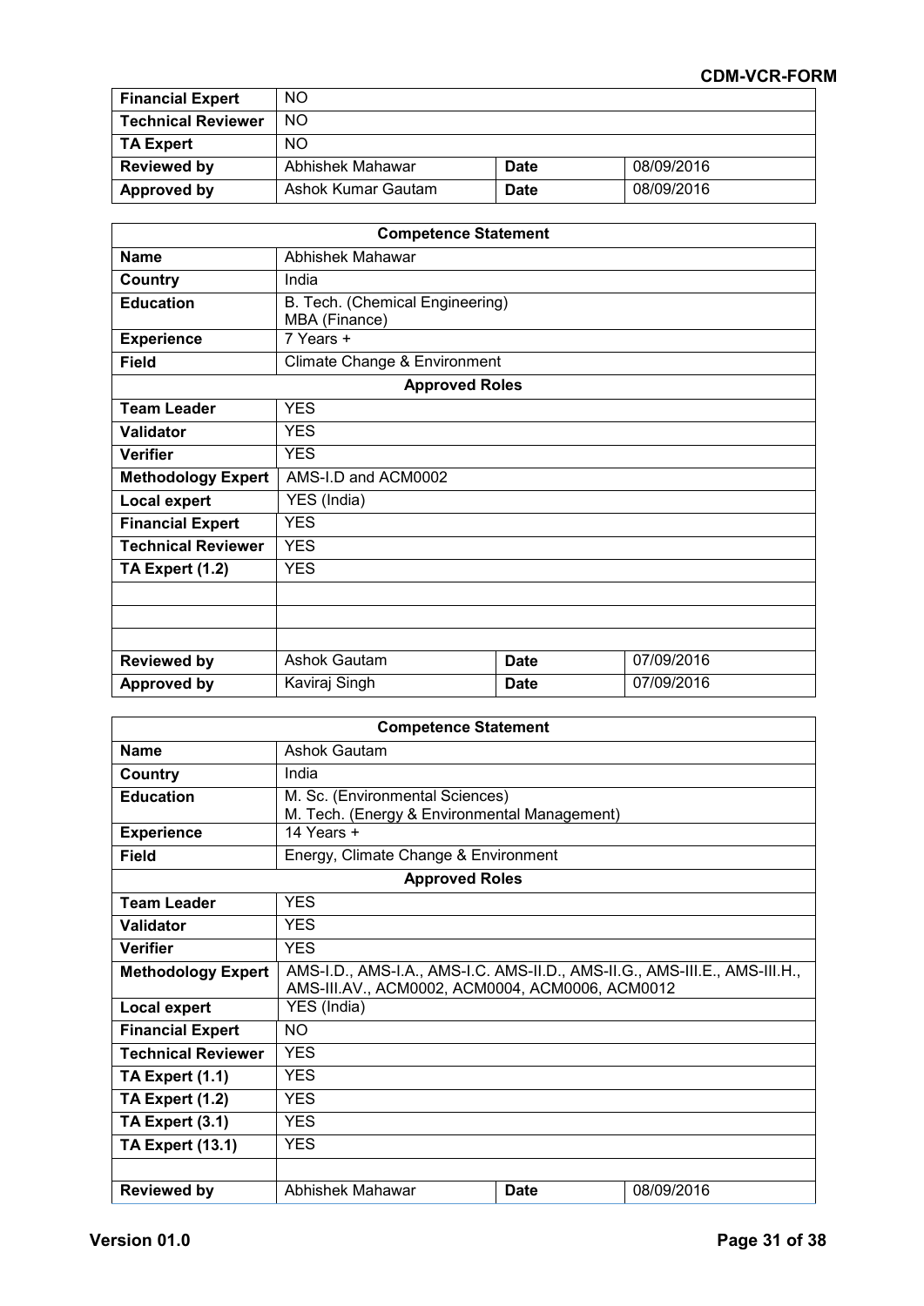| Financial Expert | NO | | |
|---|---|---|---|
| Technical Reviewer | NO | | |
| TA Expert | NO | | |
| Reviewed by | Abhishek Mahawar | Date | 08/09/2016 |
| Approved by | Ashok Kumar Gautam | Date | 08/09/2016 |

| Competence Statement | | | |
|---|---|---|---|
| Name | Abhishek Mahawar | | |
| Country | India | | |
| Education | B. Tech. (Chemical Engineering)<br>MBA (Finance) | | |
| Experience | 7 Years + | | |
| Field | Climate Change & Environment | | |
| Approved Roles | | | |
| Team Leader | YES | | |
| Validator | YES | | |
| Verifier | YES | | |
| Methodology Expert | AMS-I.D and ACM0002 | | |
| Local expert | YES (India) | | |
| Financial Expert | YES | | |
| Technical Reviewer | YES | | |
| TA Expert (1.2) | YES | | |
| | | | |
| | | | |
| | | | |
| Reviewed by | Ashok Gautam | Date | 07/09/2016 |
| Approved by | Kaviraj Singh | Date | 07/09/2016 |

| Competence Statement | | | |
|---|---|---|---|
| Name | Ashok Gautam | | |
| Country | India | | |
| Education | M. Sc. (Environmental Sciences)<br>M. Tech. (Energy & Environmental Management) | | |
| Experience | 14 Years + | | |
| Field | Energy, Climate Change & Environment | | |
| Approved Roles | | | |
| Team Leader | YES | | |
| Validator | YES | | |
| Verifier | YES | | |
| Methodology Expert | AMS-I.D., AMS-I.A., AMS-I.C. AMS-II.D., AMS-II.G., AMS-III.E., AMS-III.H., AMS-III.AV., ACM0002, ACM0004, ACM0006, ACM0012 | | |
| Local expert | YES (India) | | |
| Financial Expert | NO | | |
| Technical Reviewer | YES | | |
| TA Expert (1.1) | YES | | |
| TA Expert (1.2) | YES | | |
| TA Expert (3.1) | YES | | |
| TA Expert (13.1) | YES | | |
| | | | |
| Reviewed by | Abhishek Mahawar | Date | 08/09/2016 |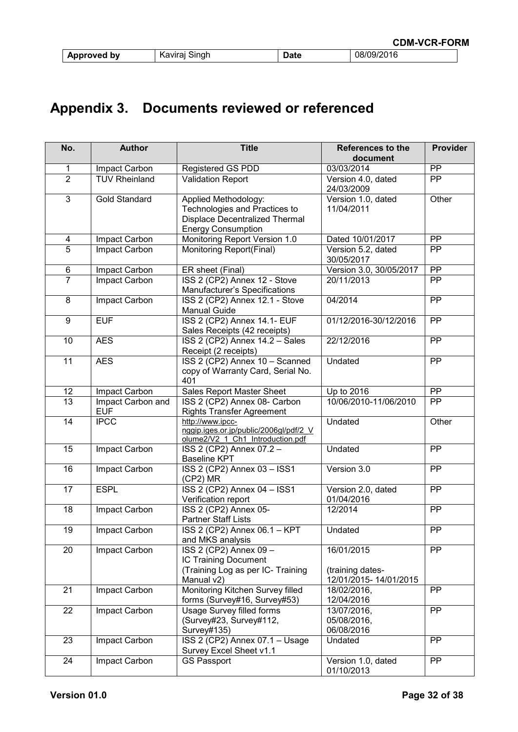| Approved by | Kaviraj Singh | Date | 08/09/2016 |
|---|---|---|---|

# Appendix 3. Documents reviewed or referenced

| No. | Author | Title | References to the document | Provider |
|---|---|---|---|---|
| 1 | Impact Carbon | Registered GS PDD | 03/03/2014 | PP |
| 2 | TUV Rheinland | Validation Report | Version 4.0, dated 24/03/2009 | PP |
| 3 | Gold Standard | Applied Methodology: Technologies and Practices to Displace Decentralized Thermal Energy Consumption | Version 1.0, dated 11/04/2011 | Other |
| 4 | Impact Carbon | Monitoring Report Version 1.0 | Dated 10/01/2017 | PP |
| 5 | Impact Carbon | Monitoring Report(Final) | Version 5.2, dated 30/05/2017 | PP |
| 6 | Impact Carbon | ER sheet (Final) | Version 3.0, 30/05/2017 | PP |
| 7 | Impact Carbon | ISS 2 (CP2) Annex 12 - Stove Manufacturer's Specifications | 20/11/2013 | PP |
| 8 | Impact Carbon | ISS 2 (CP2) Annex 12.1 - Stove Manual Guide | 04/2014 | PP |
| 9 | EUF | ISS 2 (CP2) Annex 14.1- EUF Sales Receipts (42 receipts) | 01/12/2016-30/12/2016 | PP |
| 10 | AES | ISS 2 (CP2) Annex 14.2 – Sales Receipt (2 receipts) | 22/12/2016 | PP |
| 11 | AES | ISS 2 (CP2) Annex 10 – Scanned copy of Warranty Card, Serial No. 401 | Undated | PP |
| 12 | Impact Carbon | Sales Report Master Sheet | Up to 2016 | PP |
| 13 | Impact Carbon and EUF | ISS 2 (CP2) Annex 08- Carbon Rights Transfer Agreement | 10/06/2010-11/06/2010 | PP |
| 14 | IPCC | http://www.ipcc-nggip.iges.or.jp/public/2006gl/pdf/2_Volume2/V2_1_Ch1_Introduction.pdf | Undated | Other |
| 15 | Impact Carbon | ISS 2 (CP2) Annex 07.2 – Baseline KPT | Undated | PP |
| 16 | Impact Carbon | ISS 2 (CP2) Annex 03 – ISS1 (CP2) MR | Version 3.0 | PP |
| 17 | ESPL | ISS 2 (CP2) Annex 04 – ISS1 Verification report | Version 2.0, dated 01/04/2016 | PP |
| 18 | Impact Carbon | ISS 2 (CP2) Annex 05- Partner Staff Lists | 12/2014 | PP |
| 19 | Impact Carbon | ISS 2 (CP2) Annex 06.1 – KPT and MKS analysis | Undated | PP |
| 20 | Impact Carbon | ISS 2 (CP2) Annex 09 – IC Training Document (Training Log as per IC- Training Manual v2) | 16/01/2015 (training dates- 12/01/2015- 14/01/2015 | PP |
| 21 | Impact Carbon | Monitoring Kitchen Survey filled forms (Survey#16, Survey#53) | 18/02/2016, 12/04/2016 | PP |
| 22 | Impact Carbon | Usage Survey filled forms (Survey#23, Survey#112, Survey#135) | 13/07/2016, 05/08/2016, 06/08/2016 | PP |
| 23 | Impact Carbon | ISS 2 (CP2) Annex 07.1 – Usage Survey Excel Sheet v1.1 | Undated | PP |
| 24 | Impact Carbon | GS Passport | Version 1.0, dated 01/10/2013 | PP |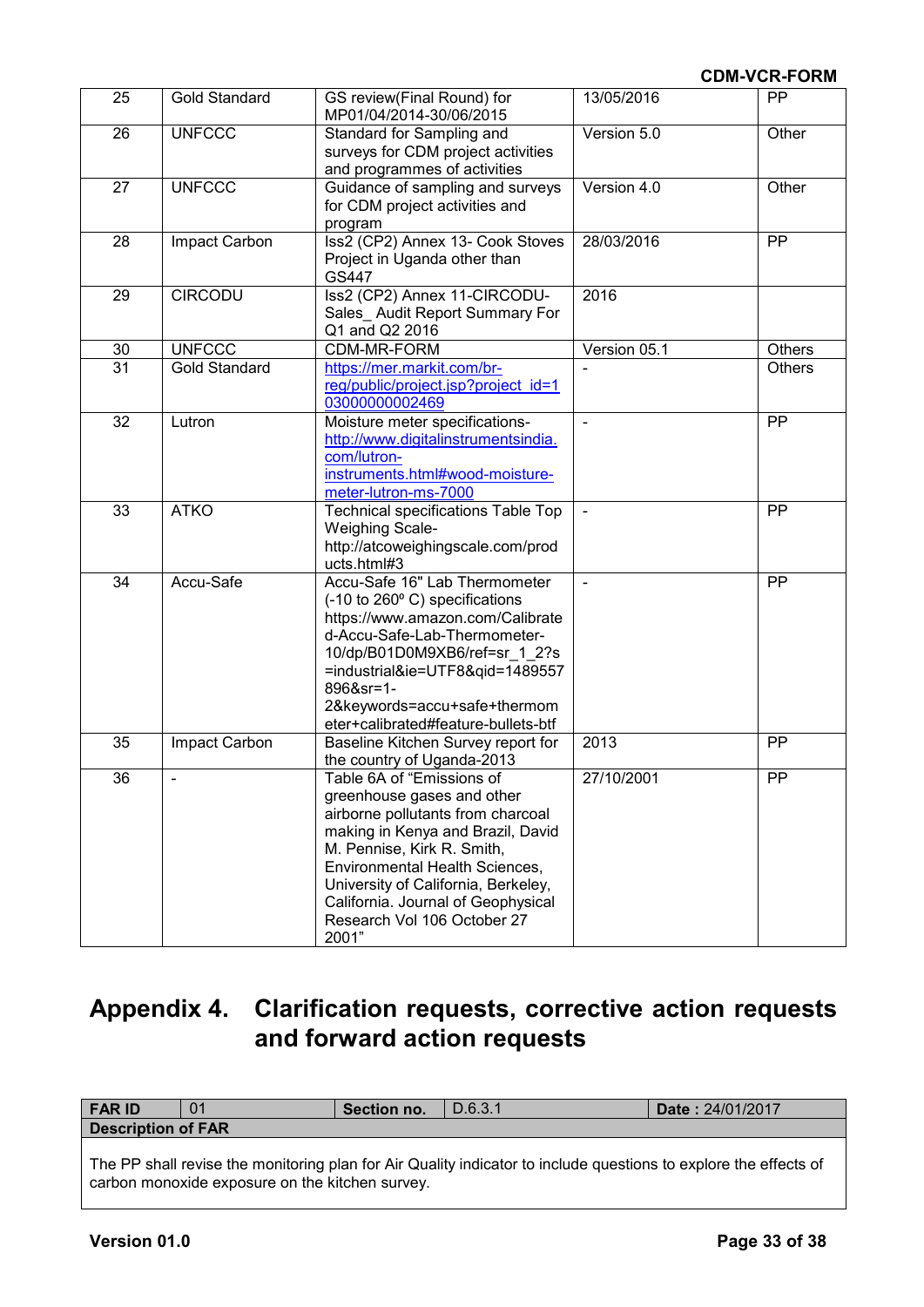| 25 | Gold Standard | GS review(Final Round) for MP01/04/2014-30/06/2015 | 13/05/2016 | PP |
|---|---|---|---|---|
| 26 | UNFCCC | Standard for Sampling and surveys for CDM project activities and programmes of activities | Version 5.0 | Other |
| 27 | UNFCCC | Guidance of sampling and surveys for CDM project activities and program | Version 4.0 | Other |
| 28 | Impact Carbon | Iss2 (CP2) Annex 13- Cook Stoves Project in Uganda other than GS447 | 28/03/2016 | PP |
| 29 | CIRCODU | Iss2 (CP2) Annex 11-CIRCODU-Sales_ Audit Report Summary For Q1 and Q2 2016 | 2016 | |
| 30 | UNFCCC | CDM-MR-FORM | Version 05.1 | Others |
| 31 | Gold Standard | https://mer.markit.com/br-reg/public/project.jsp?project_id=103000000002469 | - | Others |
| 32 | Lutron | Moisture meter specifications- http://www.digitalinstrumentsindia.com/lutron-instruments.html#wood-moisture-meter-lutron-ms-7000 | - | PP |
| 33 | ATKO | Technical specifications Table Top Weighing Scale- http://atcoweighingscale.com/products.html#3 | - | PP |
| 34 | Accu-Safe | Accu-Safe 16" Lab Thermometer (-10 to 260º C) specifications https://www.amazon.com/Calibrated-Accu-Safe-Lab-Thermometer-10/dp/B01D0M9XB6/ref=sr_1_2?s=industrial&ie=UTF8&qid=1489557896&sr=1-2&keywords=accu+safe+thermometer+calibrated#feature-bullets-btf | - | PP |
| 35 | Impact Carbon | Baseline Kitchen Survey report for the country of Uganda-2013 | 2013 | PP |
| 36 | - | Table 6A of "Emissions of greenhouse gases and other airborne pollutants from charcoal making in Kenya and Brazil, David M. Pennise, Kirk R. Smith, Environmental Health Sciences, University of California, Berkeley, California. Journal of Geophysical Research Vol 106 October 27 2001" | 27/10/2001 | PP |

# Appendix 4. Clarification requests, corrective action requests and forward action requests

| **FAR ID** | 01 | **Section no.** | D.6.3.1 | **Date :** 24/01/2017 |
|---|---|---|---|---|
| **Description of FAR** | | | | |
| The PP shall revise the monitoring plan for Air Quality indicator to include questions to explore the effects of carbon monoxide exposure on the kitchen survey. | | | | |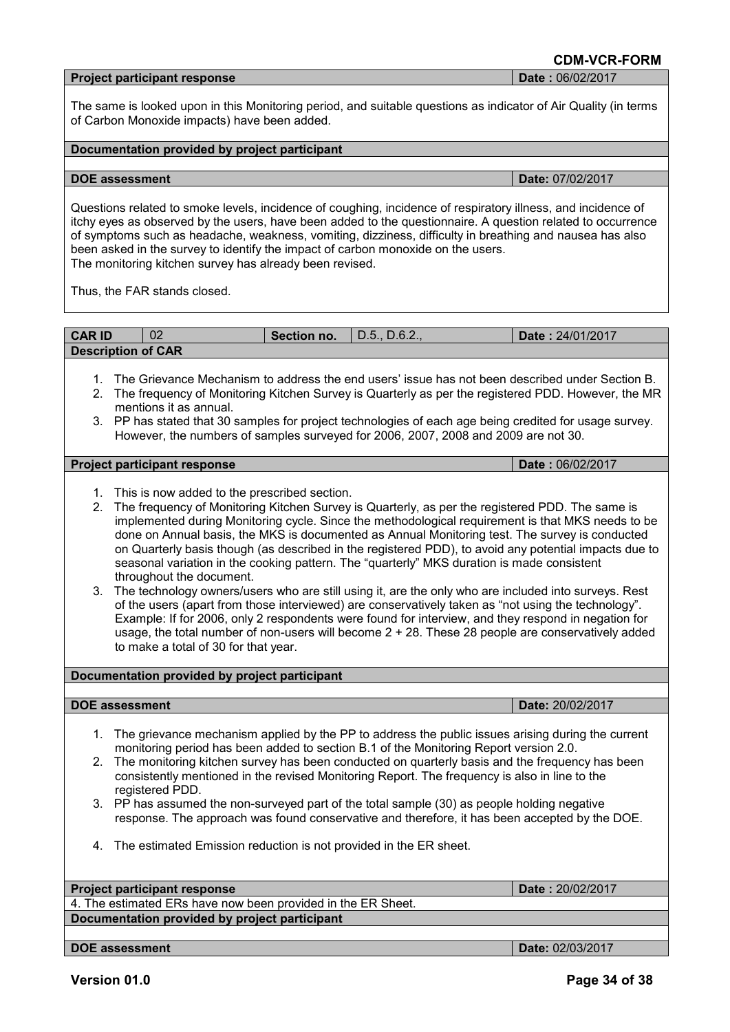| **Project participant response** | **Date :** 06/02/2017 |
|---|---|
| The same is looked upon in this Monitoring period, and suitable questions as indicator of Air Quality (in terms of Carbon Monoxide impacts) have been added. | |
| **Documentation provided by project participant** | |
| | |
| **DOE assessment** | **Date:** 07/02/2017 |
| Questions related to smoke levels, incidence of coughing, incidence of respiratory illness, and incidence of itchy eyes as observed by the users, have been added to the questionnaire. A question related to occurrence of symptoms such as headache, weakness, vomiting, dizziness, difficulty in breathing and nausea has also been asked in the survey to identify the impact of carbon monoxide on the users.<br>The monitoring kitchen survey has already been revised.<br><br>Thus, the FAR stands closed. | |

| **CAR ID** | 02 | **Section no.** | D.5., D.6.2., | **Date :** 24/01/2017 |
|---|---|---|---|---|
| **Description of CAR** | | | | |
| 1. The Grievance Mechanism to address the end users' issue has not been described under Section B.<br>2. The frequency of Monitoring Kitchen Survey is Quarterly as per the registered PDD. However, the MR mentions it as annual.<br>3. PP has stated that 30 samples for project technologies of each age being credited for usage survey. However, the numbers of samples surveyed for 2006, 2007, 2008 and 2009 are not 30. | | | | |
| **Project participant response** | | | | **Date :** 06/02/2017 |
| 1. This is now added to the prescribed section.<br>2. The frequency of Monitoring Kitchen Survey is Quarterly, as per the registered PDD. The same is implemented during Monitoring cycle. Since the methodological requirement is that MKS needs to be done on Annual basis, the MKS is documented as Annual Monitoring test. The survey is conducted on Quarterly basis though (as described in the registered PDD), to avoid any potential impacts due to seasonal variation in the cooking pattern. The "quarterly" MKS duration is made consistent throughout the document.<br>3. The technology owners/users who are still using it, are the only who are included into surveys. Rest of the users (apart from those interviewed) are conservatively taken as "not using the technology". Example: If for 2006, only 2 respondents were found for interview, and they respond in negation for usage, the total number of non-users will become 2 + 28. These 28 people are conservatively added to make a total of 30 for that year. | | | | |
| **Documentation provided by project participant** | | | | |
| | | | | |
| **DOE assessment** | | | | **Date:** 20/02/2017 |
| 1. The grievance mechanism applied by the PP to address the public issues arising during the current monitoring period has been added to section B.1 of the Monitoring Report version 2.0.<br>2. The monitoring kitchen survey has been conducted on quarterly basis and the frequency has been consistently mentioned in the revised Monitoring Report. The frequency is also in line to the registered PDD.<br>3. PP has assumed the non-surveyed part of the total sample (30) as people holding negative response. The approach was found conservative and therefore, it has been accepted by the DOE.<br><br>4. The estimated Emission reduction is not provided in the ER sheet. | | | | |
| **Project participant response** | | | | **Date :** 20/02/2017 |
| 4. The estimated ERs have now been provided in the ER Sheet. | | | | |
| **Documentation provided by project participant** | | | | |
| | | | | |
| **DOE assessment** | | | | **Date:** 02/03/2017 |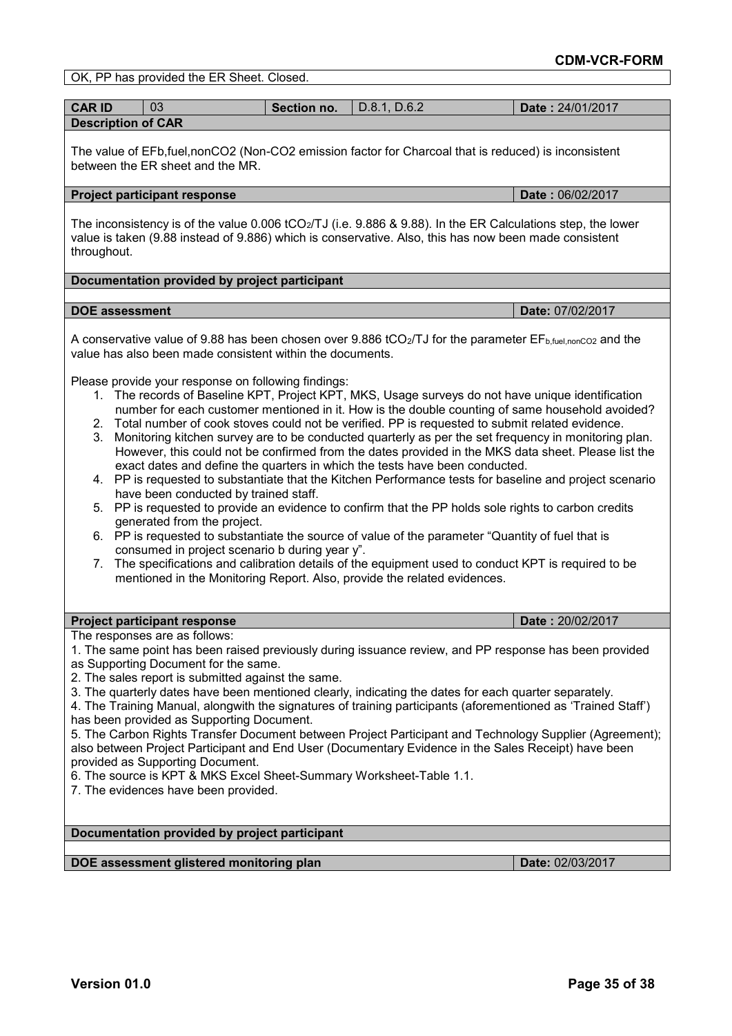OK, PP has provided the ER Sheet. Closed.

| **CAR ID** | 03 | **Section no.** | D.8.1, D.6.2 | **Date :** 24/01/2017 |
|---|---|---|---|---|

**Description of CAR**

The value of EFb,fuel,nonCO2 (Non-CO2 emission factor for Charcoal that is reduced) is inconsistent between the ER sheet and the MR.

| **Project participant response** | **Date :** 06/02/2017 |
|---|---|

The inconsistency is of the value 0.006 $tCO_2/TJ$ (i.e. 9.886 & 9.88). In the ER Calculations step, the lower value is taken (9.88 instead of 9.886) which is conservative. Also, this has now been made consistent throughout.

**Documentation provided by project participant**

| **DOE assessment** | **Date:** 07/02/2017 |
|---|---|

A conservative value of 9.88 has been chosen over 9.886 $tCO_2/TJ$ for the parameter $EF_{b,fuel,nonCO2}$ and the value has also been made consistent within the documents.

Please provide your response on following findings:

1. The records of Baseline KPT, Project KPT, MKS, Usage surveys do not have unique identification number for each customer mentioned in it. How is the double counting of same household avoided?
2. Total number of cook stoves could not be verified. PP is requested to submit related evidence.
3. Monitoring kitchen survey are to be conducted quarterly as per the set frequency in monitoring plan. However, this could not be confirmed from the dates provided in the MKS data sheet. Please list the exact dates and define the quarters in which the tests have been conducted.
4. PP is requested to substantiate that the Kitchen Performance tests for baseline and project scenario have been conducted by trained staff.
5. PP is requested to provide an evidence to confirm that the PP holds sole rights to carbon credits generated from the project.
6. PP is requested to substantiate the source of value of the parameter "Quantity of fuel that is consumed in project scenario b during year y".
7. The specifications and calibration details of the equipment used to conduct KPT is required to be mentioned in the Monitoring Report. Also, provide the related evidences.

| **Project participant response** | **Date :** 20/02/2017 |
|---|---|

The responses are as follows:

1. The same point has been raised previously during issuance review, and PP response has been provided as Supporting Document for the same.
2. The sales report is submitted against the same.
3. The quarterly dates have been mentioned clearly, indicating the dates for each quarter separately.
4. The Training Manual, alongwith the signatures of training participants (aforementioned as 'Trained Staff') has been provided as Supporting Document.
5. The Carbon Rights Transfer Document between Project Participant and Technology Supplier (Agreement); also between Project Participant and End User (Documentary Evidence in the Sales Receipt) have been provided as Supporting Document.
6. The source is KPT & MKS Excel Sheet-Summary Worksheet-Table 1.1.
7. The evidences have been provided.

**Documentation provided by project participant**

| **DOE assessment glistered monitoring plan** | **Date:** 02/03/2017 |
|---|---|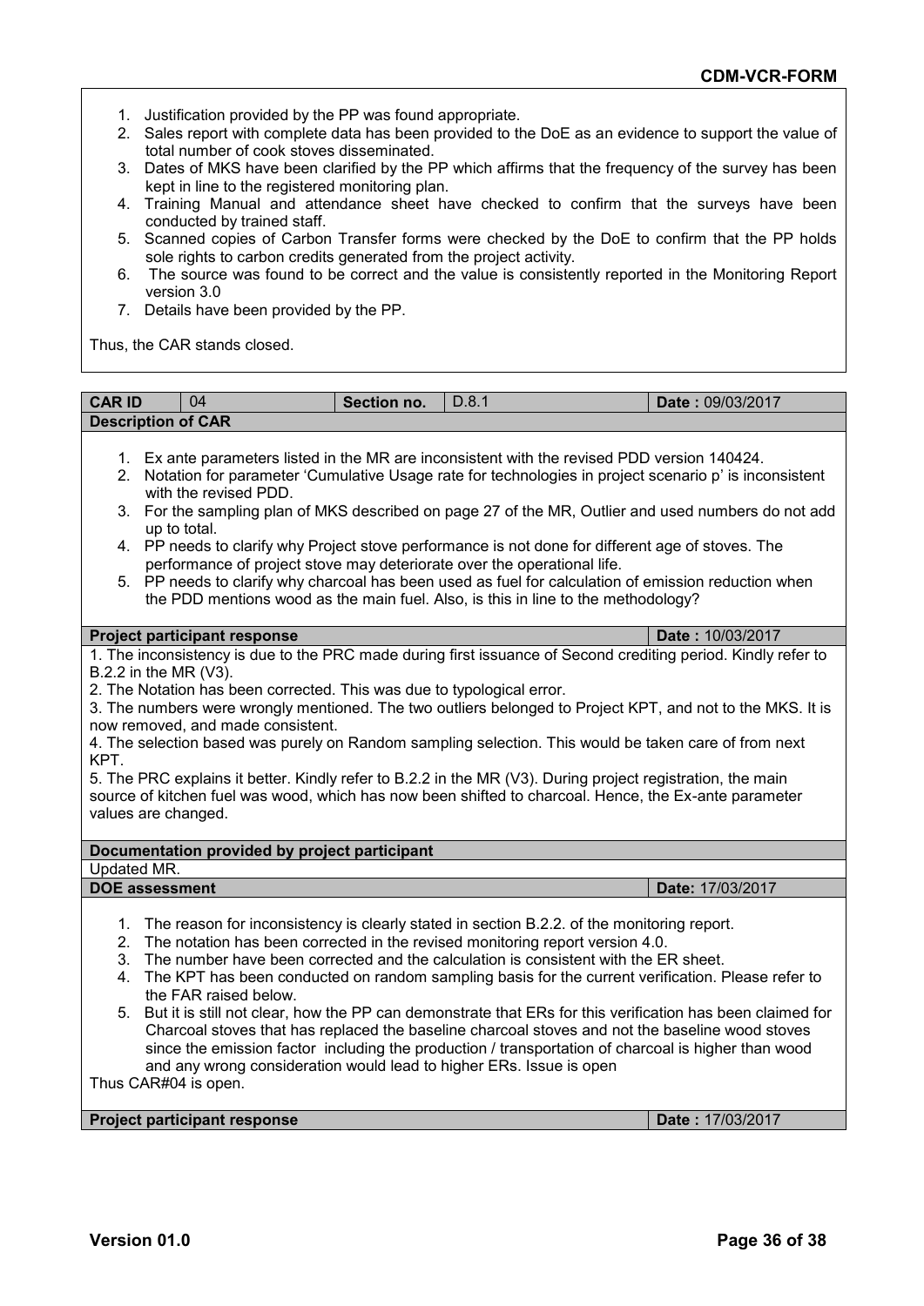1. Justification provided by the PP was found appropriate.
2. Sales report with complete data has been provided to the DoE as an evidence to support the value of total number of cook stoves disseminated.
3. Dates of MKS have been clarified by the PP which affirms that the frequency of the survey has been kept in line to the registered monitoring plan.
4. Training Manual and attendance sheet have checked to confirm that the surveys have been conducted by trained staff.
5. Scanned copies of Carbon Transfer forms were checked by the DoE to confirm that the PP holds sole rights to carbon credits generated from the project activity.
6. The source was found to be correct and the value is consistently reported in the Monitoring Report version 3.0
7. Details have been provided by the PP.

Thus, the CAR stands closed.

| **CAR ID** | 04 | **Section no.** | D.8.1 | **Date :** 09/03/2017 |
|---|---|---|---|---|

**Description of CAR**

1. Ex ante parameters listed in the MR are inconsistent with the revised PDD version 140424.
2. Notation for parameter 'Cumulative Usage rate for technologies in project scenario p' is inconsistent with the revised PDD.
3. For the sampling plan of MKS described on page 27 of the MR, Outlier and used numbers do not add up to total.
4. PP needs to clarify why Project stove performance is not done for different age of stoves. The performance of project stove may deteriorate over the operational life.
5. PP needs to clarify why charcoal has been used as fuel for calculation of emission reduction when the PDD mentions wood as the main fuel. Also, is this in line to the methodology?

**Project participant response** — **Date :** 10/03/2017

1. The inconsistency is due to the PRC made during first issuance of Second crediting period. Kindly refer to B.2.2 in the MR (V3).
2. The Notation has been corrected. This was due to typological error.
3. The numbers were wrongly mentioned. The two outliers belonged to Project KPT, and not to the MKS. It is now removed, and made consistent.
4. The selection based was purely on Random sampling selection. This would be taken care of from next KPT.
5. The PRC explains it better. Kindly refer to B.2.2 in the MR (V3). During project registration, the main source of kitchen fuel was wood, which has now been shifted to charcoal. Hence, the Ex-ante parameter values are changed.

**Documentation provided by project participant**

Updated MR.

**DOE assessment** — **Date:** 17/03/2017

1. The reason for inconsistency is clearly stated in section B.2.2. of the monitoring report.
2. The notation has been corrected in the revised monitoring report version 4.0.
3. The number have been corrected and the calculation is consistent with the ER sheet.
4. The KPT has been conducted on random sampling basis for the current verification. Please refer to the FAR raised below.
5. But it is still not clear, how the PP can demonstrate that ERs for this verification has been claimed for Charcoal stoves that has replaced the baseline charcoal stoves and not the baseline wood stoves since the emission factor including the production / transportation of charcoal is higher than wood and any wrong consideration would lead to higher ERs. Issue is open

Thus CAR#04 is open.

**Project participant response** — **Date :** 17/03/2017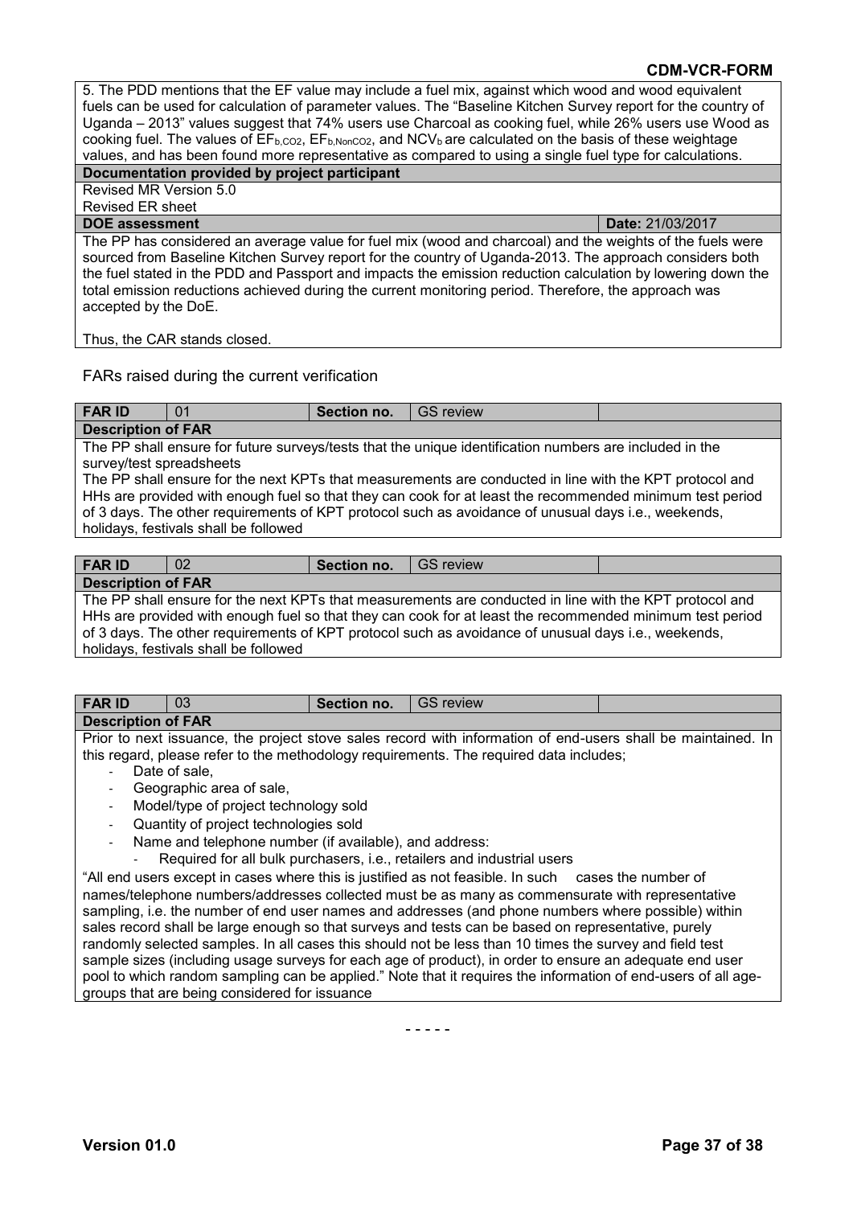| 5. The PDD mentions that the EF value may include a fuel mix, against which wood and wood equivalent fuels can be used for calculation of parameter values. The "Baseline Kitchen Survey report for the country of Uganda – 2013" values suggest that 74% users use Charcoal as cooking fuel, while 26% users use Wood as cooking fuel. The values of $EF_{b,CO2}$, $EF_{b,NonCO2}$, and $NCV_b$ are calculated on the basis of these weightage values, and has been found more representative as compared to using a single fuel type for calculations. | |
|---|---|
| **Documentation provided by project participant** | |
| Revised MR Version 5.0<br>Revised ER sheet | |
| **DOE assessment** | **Date:** 21/03/2017 |
| The PP has considered an average value for fuel mix (wood and charcoal) and the weights of the fuels were sourced from Baseline Kitchen Survey report for the country of Uganda-2013. The approach considers both the fuel stated in the PDD and Passport and impacts the emission reduction calculation by lowering down the total emission reductions achieved during the current monitoring period. Therefore, the approach was accepted by the DoE.<br><br>Thus, the CAR stands closed. | |

FARs raised during the current verification

| **FAR ID** | 01 | **Section no.** | GS review | |
|---|---|---|---|---|
| **Description of FAR** | | | | |
| The PP shall ensure for future surveys/tests that the unique identification numbers are included in the survey/test spreadsheets<br>The PP shall ensure for the next KPTs that measurements are conducted in line with the KPT protocol and HHs are provided with enough fuel so that they can cook for at least the recommended minimum test period of 3 days. The other requirements of KPT protocol such as avoidance of unusual days i.e., weekends, holidays, festivals shall be followed | | | | |

| **FAR ID** | 02 | **Section no.** | GS review | |
|---|---|---|---|---|
| **Description of FAR** | | | | |
| The PP shall ensure for the next KPTs that measurements are conducted in line with the KPT protocol and HHs are provided with enough fuel so that they can cook for at least the recommended minimum test period of 3 days. The other requirements of KPT protocol such as avoidance of unusual days i.e., weekends, holidays, festivals shall be followed | | | | |

| **FAR ID** | 03 | **Section no.** | GS review | |
|---|---|---|---|---|
| **Description of FAR** | | | | |
| Prior to next issuance, the project stove sales record with information of end-users shall be maintained. In this regard, please refer to the methodology requirements. The required data includes;<br>- Date of sale,<br>- Geographic area of sale,<br>- Model/type of project technology sold<br>- Quantity of project technologies sold<br>- Name and telephone number (if available), and address:<br>&nbsp;&nbsp;&nbsp;&nbsp;- Required for all bulk purchasers, i.e., retailers and industrial users<br>"All end users except in cases where this is justified as not feasible. In such cases the number of names/telephone numbers/addresses collected must be as many as commensurate with representative sampling, i.e. the number of end user names and addresses (and phone numbers where possible) within sales record shall be large enough so that surveys and tests can be based on representative, purely randomly selected samples. In all cases this should not be less than 10 times the survey and field test sample sizes (including usage surveys for each age of product), in order to ensure an adequate end user pool to which random sampling can be applied." Note that it requires the information of end-users of all age-groups that are being considered for issuance | | | | |

- - - - -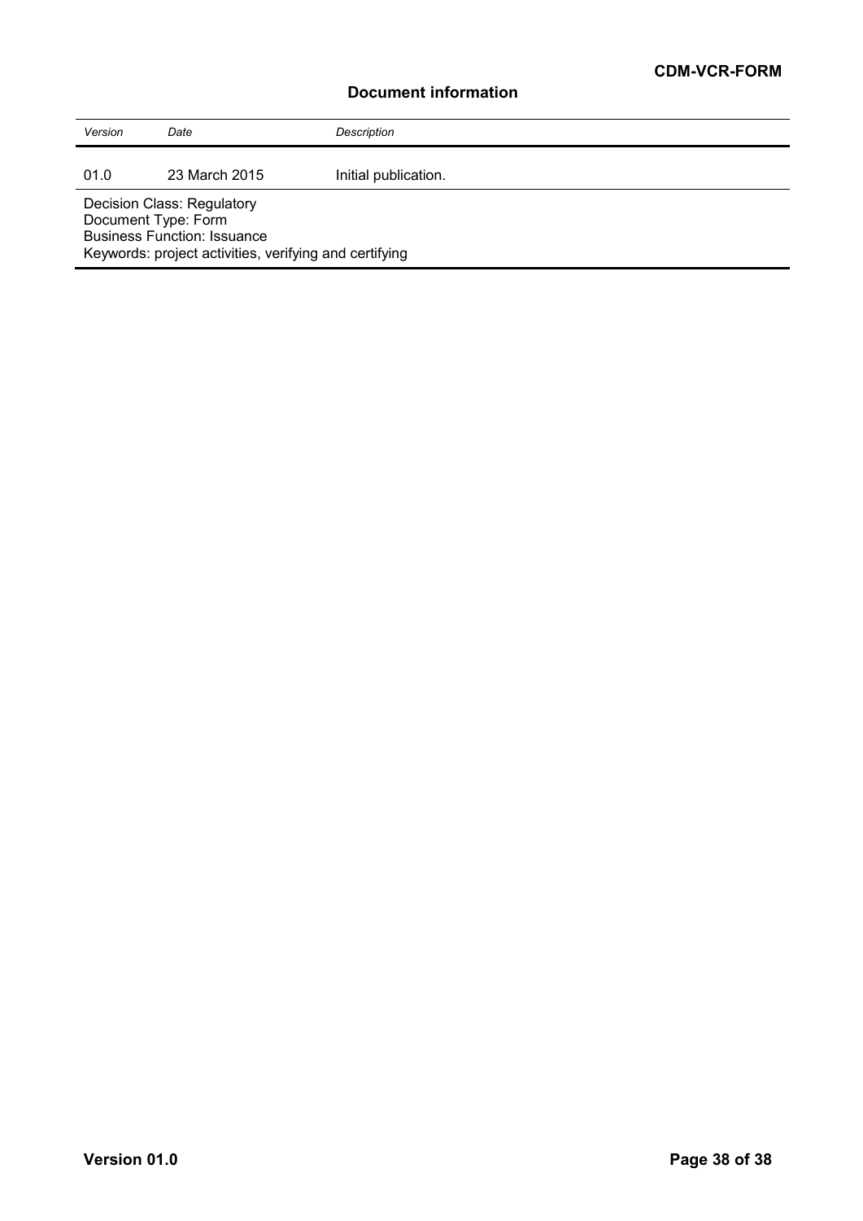## Document information

| *Version* | *Date* | *Description* |
|---|---|---|
| 01.0 | 23 March 2015 | Initial publication. |

Decision Class: Regulatory
Document Type: Form
Business Function: Issuance
Keywords: project activities, verifying and certifying